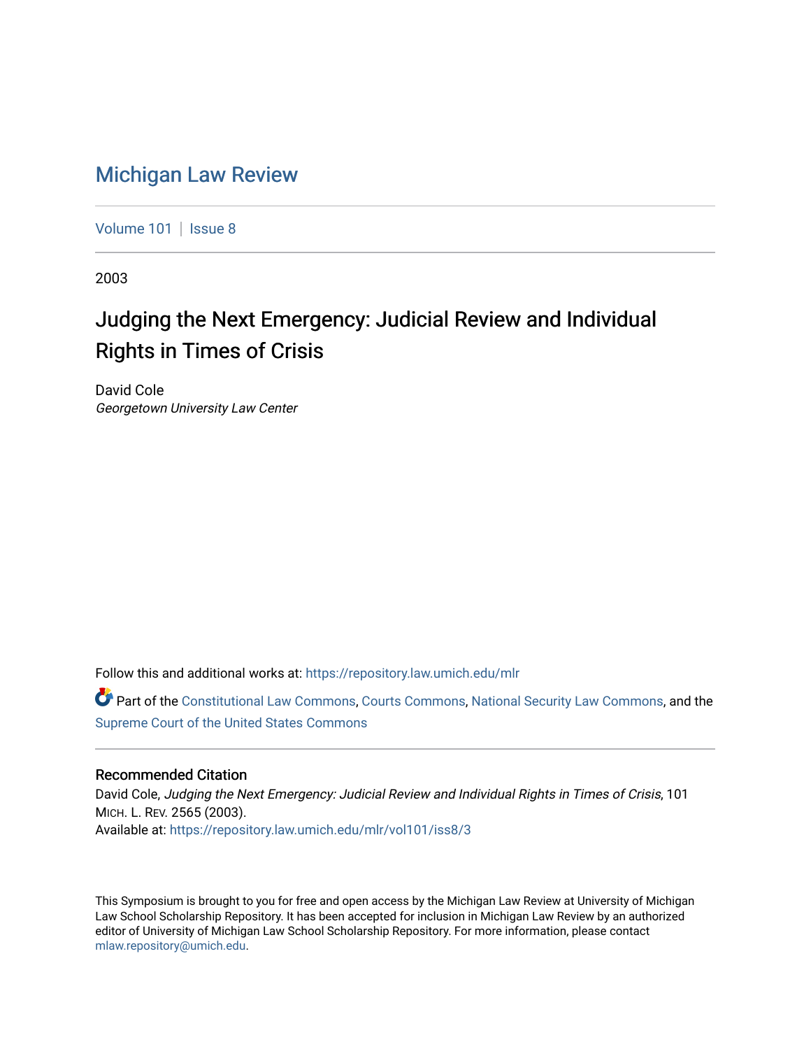# Michigan Law Review

Volume 101 | Issue 8

2003

## Judging the Next Emergency: Judicial Review and Individual Rights in Times of Crisis

David Cole
*Georgetown University Law Center*

Follow this and additional works at: https://repository.law.umich.edu/mlr

Part of the Constitutional Law Commons, Courts Commons, National Security Law Commons, and the Supreme Court of the United States Commons

### Recommended Citation

David Cole, *Judging the Next Emergency: Judicial Review and Individual Rights in Times of Crisis*, 101 MICH. L. REV. 2565 (2003).
Available at: https://repository.law.umich.edu/mlr/vol101/iss8/3

This Symposium is brought to you for free and open access by the Michigan Law Review at University of Michigan Law School Scholarship Repository. It has been accepted for inclusion in Michigan Law Review by an authorized editor of University of Michigan Law School Scholarship Repository. For more information, please contact mlaw.repository@umich.edu.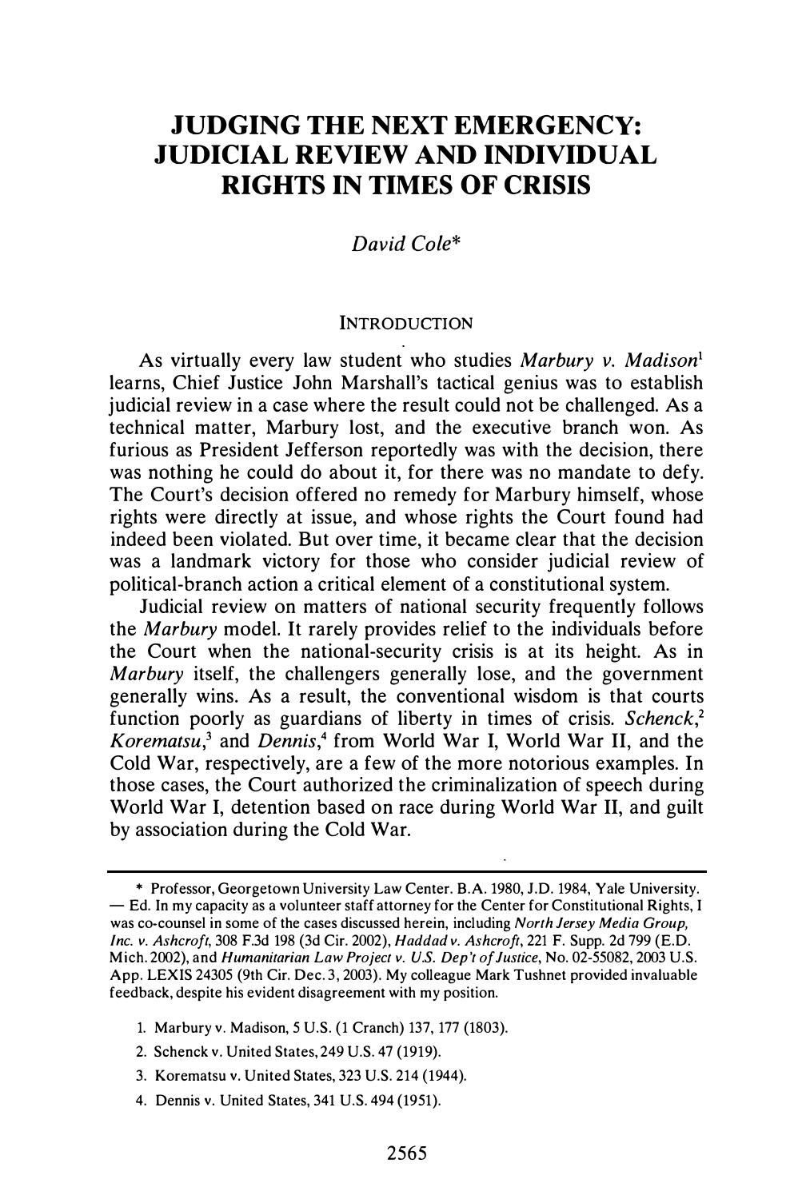# JUDGING THE NEXT EMERGENCY: JUDICIAL REVIEW AND INDIVIDUAL RIGHTS IN TIMES OF CRISIS

*David Cole**

## INTRODUCTION

As virtually every law student who studies *Marbury v. Madison*[1] learns, Chief Justice John Marshall's tactical genius was to establish judicial review in a case where the result could not be challenged. As a technical matter, Marbury lost, and the executive branch won. As furious as President Jefferson reportedly was with the decision, there was nothing he could do about it, for there was no mandate to defy. The Court's decision offered no remedy for Marbury himself, whose rights were directly at issue, and whose rights the Court found had indeed been violated. But over time, it became clear that the decision was a landmark victory for those who consider judicial review of political-branch action a critical element of a constitutional system.

Judicial review on matters of national security frequently follows the *Marbury* model. It rarely provides relief to the individuals before the Court when the national-security crisis is at its height. As in *Marbury* itself, the challengers generally lose, and the government generally wins. As a result, the conventional wisdom is that courts function poorly as guardians of liberty in times of crisis. *Schenck*,[2] *Korematsu*,[3] and *Dennis*,[4] from World War I, World War II, and the Cold War, respectively, are a few of the more notorious examples. In those cases, the Court authorized the criminalization of speech during World War I, detention based on race during World War II, and guilt by association during the Cold War.

---

\* Professor, Georgetown University Law Center. B.A. 1980, J.D. 1984, Yale University. — Ed. In my capacity as a volunteer staff attorney for the Center for Constitutional Rights, I was co-counsel in some of the cases discussed herein, including *North Jersey Media Group, Inc. v. Ashcroft*, 308 F.3d 198 (3d Cir. 2002), *Haddad v. Ashcroft*, 221 F. Supp. 2d 799 (E.D. Mich. 2002), and *Humanitarian Law Project v. U.S. Dep't of Justice*, No. 02-55082, 2003 U.S. App. LEXIS 24305 (9th Cir. Dec. 3, 2003). My colleague Mark Tushnet provided invaluable feedback, despite his evident disagreement with my position.

1. Marbury v. Madison, 5 U.S. (1 Cranch) 137, 177 (1803).

2. Schenck v. United States, 249 U.S. 47 (1919).

3. Korematsu v. United States, 323 U.S. 214 (1944).

4. Dennis v. United States, 341 U.S. 494 (1951).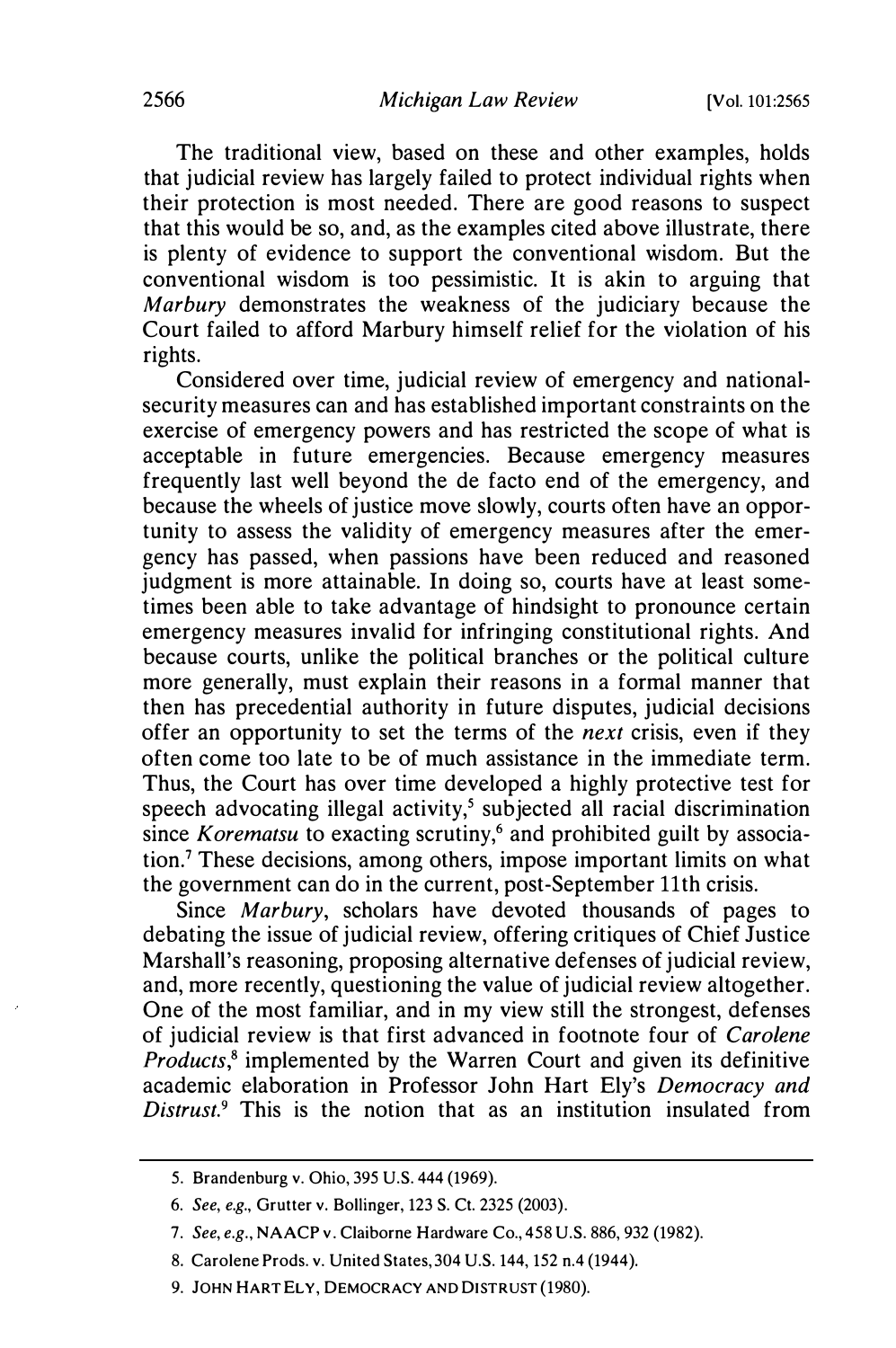The traditional view, based on these and other examples, holds that judicial review has largely failed to protect individual rights when their protection is most needed. There are good reasons to suspect that this would be so, and, as the examples cited above illustrate, there is plenty of evidence to support the conventional wisdom. But the conventional wisdom is too pessimistic. It is akin to arguing that *Marbury* demonstrates the weakness of the judiciary because the Court failed to afford Marbury himself relief for the violation of his rights.

Considered over time, judicial review of emergency and national-security measures can and has established important constraints on the exercise of emergency powers and has restricted the scope of what is acceptable in future emergencies. Because emergency measures frequently last well beyond the de facto end of the emergency, and because the wheels of justice move slowly, courts often have an opportunity to assess the validity of emergency measures after the emergency has passed, when passions have been reduced and reasoned judgment is more attainable. In doing so, courts have at least sometimes been able to take advantage of hindsight to pronounce certain emergency measures invalid for infringing constitutional rights. And because courts, unlike the political branches or the political culture more generally, must explain their reasons in a formal manner that then has precedential authority in future disputes, judicial decisions offer an opportunity to set the terms of the *next* crisis, even if they often come too late to be of much assistance in the immediate term. Thus, the Court has over time developed a highly protective test for speech advocating illegal activity,[5] subjected all racial discrimination since *Korematsu* to exacting scrutiny,[6] and prohibited guilt by association.[7] These decisions, among others, impose important limits on what the government can do in the current, post-September 11th crisis.

Since *Marbury*, scholars have devoted thousands of pages to debating the issue of judicial review, offering critiques of Chief Justice Marshall's reasoning, proposing alternative defenses of judicial review, and, more recently, questioning the value of judicial review altogether. One of the most familiar, and in my view still the strongest, defenses of judicial review is that first advanced in footnote four of *Carolene Products*,[8] implemented by the Warren Court and given its definitive academic elaboration in Professor John Hart Ely's *Democracy and Distrust*.[9] This is the notion that as an institution insulated from

---

5. Brandenburg v. Ohio, 395 U.S. 444 (1969).

6. *See, e.g.*, Grutter v. Bollinger, 123 S. Ct. 2325 (2003).

7. *See, e.g.*, NAACP v. Claiborne Hardware Co., 458 U.S. 886, 932 (1982).

8. Carolene Prods. v. United States, 304 U.S. 144, 152 n.4 (1944).

9. JOHN HART ELY, DEMOCRACY AND DISTRUST (1980).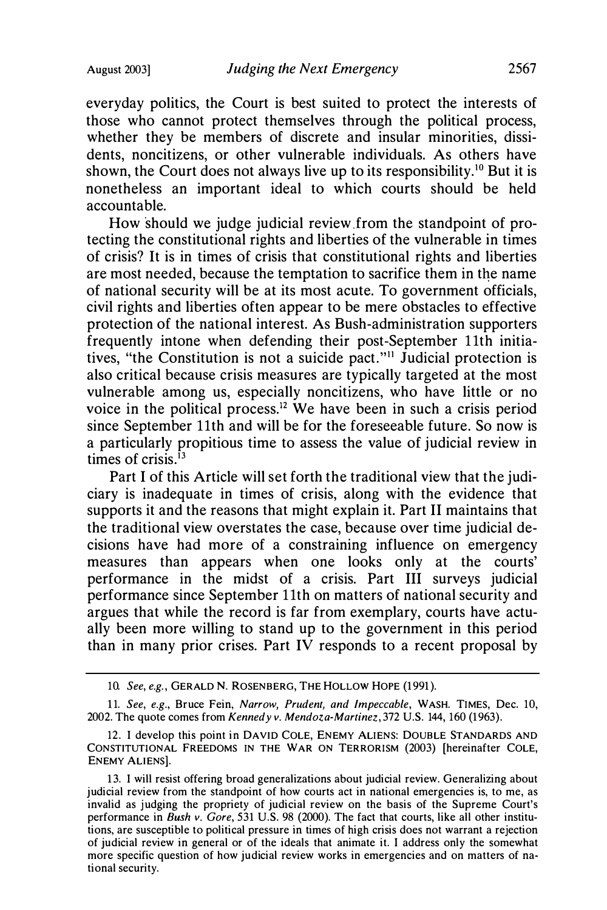everyday politics, the Court is best suited to protect the interests of those who cannot protect themselves through the political process, whether they be members of discrete and insular minorities, dissidents, noncitizens, or other vulnerable individuals. As others have shown, the Court does not always live up to its responsibility.[10] But it is nonetheless an important ideal to which courts should be held accountable.

How should we judge judicial review from the standpoint of protecting the constitutional rights and liberties of the vulnerable in times of crisis? It is in times of crisis that constitutional rights and liberties are most needed, because the temptation to sacrifice them in the name of national security will be at its most acute. To government officials, civil rights and liberties often appear to be mere obstacles to effective protection of the national interest. As Bush-administration supporters frequently intone when defending their post-September 11th initiatives, "the Constitution is not a suicide pact."[11] Judicial protection is also critical because crisis measures are typically targeted at the most vulnerable among us, especially noncitizens, who have little or no voice in the political process.[12] We have been in such a crisis period since September 11th and will be for the foreseeable future. So now is a particularly propitious time to assess the value of judicial review in times of crisis.[13]

Part I of this Article will set forth the traditional view that the judiciary is inadequate in times of crisis, along with the evidence that supports it and the reasons that might explain it. Part II maintains that the traditional view overstates the case, because over time judicial decisions have had more of a constraining influence on emergency measures than appears when one looks only at the courts' performance in the midst of a crisis. Part III surveys judicial performance since September 11th on matters of national security and argues that while the record is far from exemplary, courts have actually been more willing to stand up to the government in this period than in many prior crises. Part IV responds to a recent proposal by

---

10. *See, e.g.*, GERALD N. ROSENBERG, THE HOLLOW HOPE (1991).

11. *See, e.g.*, Bruce Fein, *Narrow, Prudent, and Impeccable*, WASH. TIMES, Dec. 10, 2002. The quote comes from *Kennedy v. Mendoza-Martinez*, 372 U.S. 144, 160 (1963).

12. I develop this point in DAVID COLE, ENEMY ALIENS: DOUBLE STANDARDS AND CONSTITUTIONAL FREEDOMS IN THE WAR ON TERRORISM (2003) [hereinafter COLE, ENEMY ALIENS].

13. I will resist offering broad generalizations about judicial review. Generalizing about judicial review from the standpoint of how courts act in national emergencies is, to me, as invalid as judging the propriety of judicial review on the basis of the Supreme Court's performance in *Bush v. Gore*, 531 U.S. 98 (2000). The fact that courts, like all other institutions, are susceptible to political pressure in times of high crisis does not warrant a rejection of judicial review in general or of the ideals that animate it. I address only the somewhat more specific question of how judicial review works in emergencies and on matters of national security.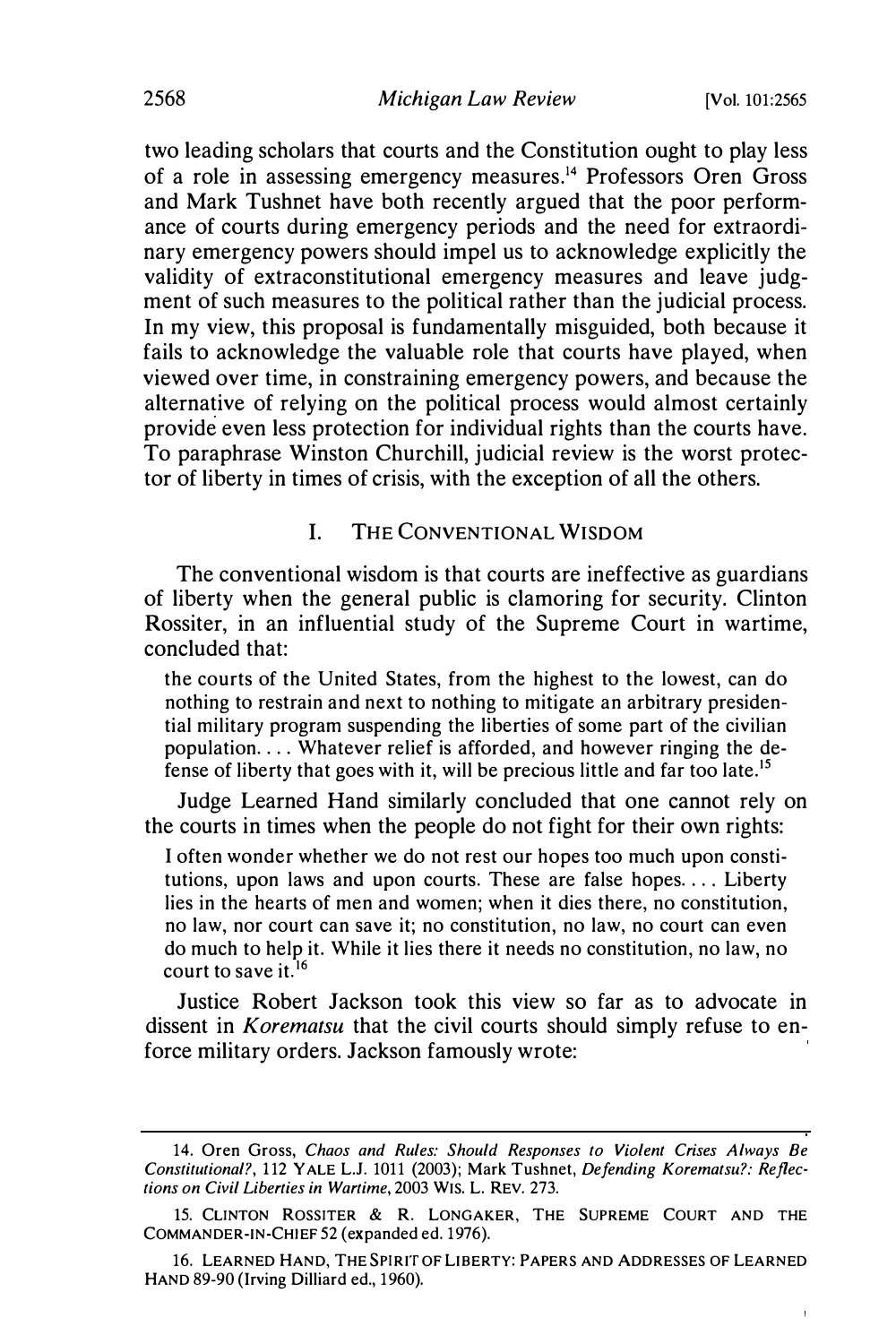two leading scholars that courts and the Constitution ought to play less of a role in assessing emergency measures.[14] Professors Oren Gross and Mark Tushnet have both recently argued that the poor performance of courts during emergency periods and the need for extraordinary emergency powers should impel us to acknowledge explicitly the validity of extraconstitutional emergency measures and leave judgment of such measures to the political rather than the judicial process. In my view, this proposal is fundamentally misguided, both because it fails to acknowledge the valuable role that courts have played, when viewed over time, in constraining emergency powers, and because the alternative of relying on the political process would almost certainly provide even less protection for individual rights than the courts have. To paraphrase Winston Churchill, judicial review is the worst protector of liberty in times of crisis, with the exception of all the others.

## I. The Conventional Wisdom

The conventional wisdom is that courts are ineffective as guardians of liberty when the general public is clamoring for security. Clinton Rossiter, in an influential study of the Supreme Court in wartime, concluded that:

> the courts of the United States, from the highest to the lowest, can do nothing to restrain and next to nothing to mitigate an arbitrary presidential military program suspending the liberties of some part of the civilian population. . . . Whatever relief is afforded, and however ringing the defense of liberty that goes with it, will be precious little and far too late.[15]

Judge Learned Hand similarly concluded that one cannot rely on the courts in times when the people do not fight for their own rights:

> I often wonder whether we do not rest our hopes too much upon constitutions, upon laws and upon courts. These are false hopes. . . . Liberty lies in the hearts of men and women; when it dies there, no constitution, no law, nor court can save it; no constitution, no law, no court can even do much to help it. While it lies there it needs no constitution, no law, no court to save it.[16]

Justice Robert Jackson took this view so far as to advocate in dissent in *Korematsu* that the civil courts should simply refuse to enforce military orders. Jackson famously wrote:

---

14. Oren Gross, *Chaos and Rules: Should Responses to Violent Crises Always Be Constitutional?*, 112 YALE L.J. 1011 (2003); Mark Tushnet, *Defending Korematsu?: Reflections on Civil Liberties in Wartime*, 2003 WIS. L. REV. 273.

15. CLINTON ROSSITER & R. LONGAKER, THE SUPREME COURT AND THE COMMANDER-IN-CHIEF 52 (expanded ed. 1976).

16. LEARNED HAND, THE SPIRIT OF LIBERTY: PAPERS AND ADDRESSES OF LEARNED HAND 89-90 (Irving Dilliard ed., 1960).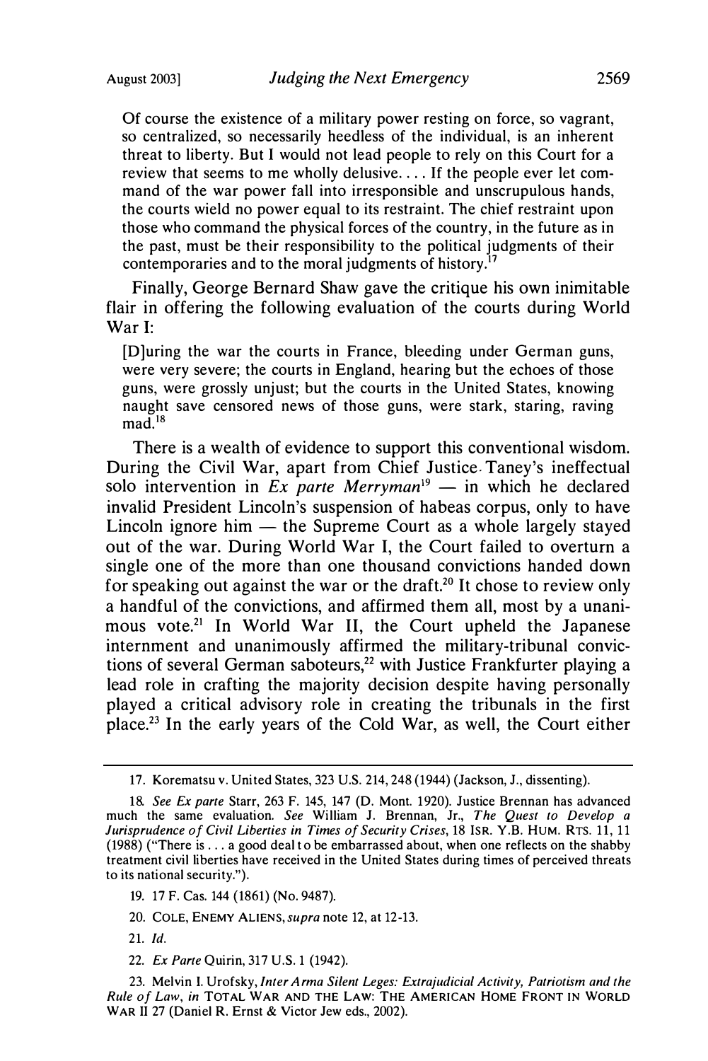> Of course the existence of a military power resting on force, so vagrant, so centralized, so necessarily heedless of the individual, is an inherent threat to liberty. But I would not lead people to rely on this Court for a review that seems to me wholly delusive.... If the people ever let command of the war power fall into irresponsible and unscrupulous hands, the courts wield no power equal to its restraint. The chief restraint upon those who command the physical forces of the country, in the future as in the past, must be their responsibility to the political judgments of their contemporaries and to the moral judgments of history.[17]

Finally, George Bernard Shaw gave the critique his own inimitable flair in offering the following evaluation of the courts during World War I:

> [D]uring the war the courts in France, bleeding under German guns, were very severe; the courts in England, hearing but the echoes of those guns, were grossly unjust; but the courts in the United States, knowing naught save censored news of those guns, were stark, staring, raving mad.[18]

There is a wealth of evidence to support this conventional wisdom. During the Civil War, apart from Chief Justice Taney's ineffectual solo intervention in *Ex parte Merryman*[19] — in which he declared invalid President Lincoln's suspension of habeas corpus, only to have Lincoln ignore him — the Supreme Court as a whole largely stayed out of the war. During World War I, the Court failed to overturn a single one of the more than one thousand convictions handed down for speaking out against the war or the draft.[20] It chose to review only a handful of the convictions, and affirmed them all, most by a unanimous vote.[21] In World War II, the Court upheld the Japanese internment and unanimously affirmed the military-tribunal convictions of several German saboteurs,[22] with Justice Frankfurter playing a lead role in crafting the majority decision despite having personally played a critical advisory role in creating the tribunals in the first place.[23] In the early years of the Cold War, as well, the Court either

---

17. Korematsu v. United States, 323 U.S. 214, 248 (1944) (Jackson, J., dissenting).

18. *See Ex parte* Starr, 263 F. 145, 147 (D. Mont. 1920). Justice Brennan has advanced much the same evaluation. *See* William J. Brennan, Jr., *The Quest to Develop a Jurisprudence of Civil Liberties in Times of Security Crises*, 18 ISR. Y.B. HUM. RTS. 11, 11 (1988) ("There is ... a good deal to be embarrassed about, when one reflects on the shabby treatment civil liberties have received in the United States during times of perceived threats to its national security.").

19. 17 F. Cas. 144 (1861) (No. 9487).

20. COLE, ENEMY ALIENS, *supra* note 12, at 12-13.

21. *Id.*

22. *Ex Parte* Quirin, 317 U.S. 1 (1942).

23. Melvin I. Urofsky, *Inter Arma Silent Leges: Extrajudicial Activity, Patriotism and the Rule of Law*, *in* TOTAL WAR AND THE LAW: THE AMERICAN HOME FRONT IN WORLD WAR II 27 (Daniel R. Ernst & Victor Jew eds., 2002).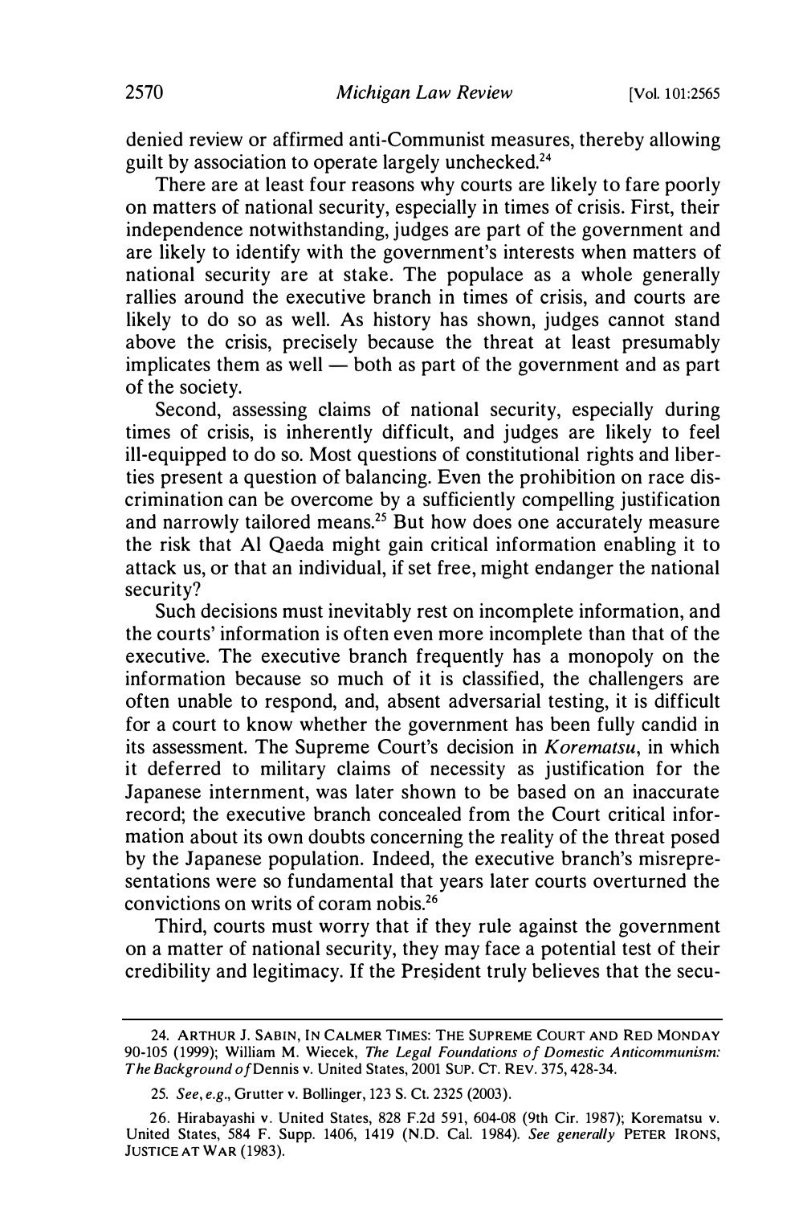denied review or affirmed anti-Communist measures, thereby allowing guilt by association to operate largely unchecked.[24]

There are at least four reasons why courts are likely to fare poorly on matters of national security, especially in times of crisis. First, their independence notwithstanding, judges are part of the government and are likely to identify with the government's interests when matters of national security are at stake. The populace as a whole generally rallies around the executive branch in times of crisis, and courts are likely to do so as well. As history has shown, judges cannot stand above the crisis, precisely because the threat at least presumably implicates them as well — both as part of the government and as part of the society.

Second, assessing claims of national security, especially during times of crisis, is inherently difficult, and judges are likely to feel ill-equipped to do so. Most questions of constitutional rights and liberties present a question of balancing. Even the prohibition on race discrimination can be overcome by a sufficiently compelling justification and narrowly tailored means.[25] But how does one accurately measure the risk that Al Qaeda might gain critical information enabling it to attack us, or that an individual, if set free, might endanger the national security?

Such decisions must inevitably rest on incomplete information, and the courts' information is often even more incomplete than that of the executive. The executive branch frequently has a monopoly on the information because so much of it is classified, the challengers are often unable to respond, and, absent adversarial testing, it is difficult for a court to know whether the government has been fully candid in its assessment. The Supreme Court's decision in *Korematsu*, in which it deferred to military claims of necessity as justification for the Japanese internment, was later shown to be based on an inaccurate record; the executive branch concealed from the Court critical information about its own doubts concerning the reality of the threat posed by the Japanese population. Indeed, the executive branch's misrepresentations were so fundamental that years later courts overturned the convictions on writs of coram nobis.[26]

Third, courts must worry that if they rule against the government on a matter of national security, they may face a potential test of their credibility and legitimacy. If the President truly believes that the secu-

---

24. ARTHUR J. SABIN, IN CALMER TIMES: THE SUPREME COURT AND RED MONDAY 90-105 (1999); William M. Wiecek, *The Legal Foundations of Domestic Anticommunism: The Background of* Dennis v. United States, 2001 SUP. CT. REV. 375, 428-34.

25. *See, e.g.*, Grutter v. Bollinger, 123 S. Ct. 2325 (2003).

26. Hirabayashi v. United States, 828 F.2d 591, 604-08 (9th Cir. 1987); Korematsu v. United States, 584 F. Supp. 1406, 1419 (N.D. Cal. 1984). *See generally* PETER IRONS, JUSTICE AT WAR (1983).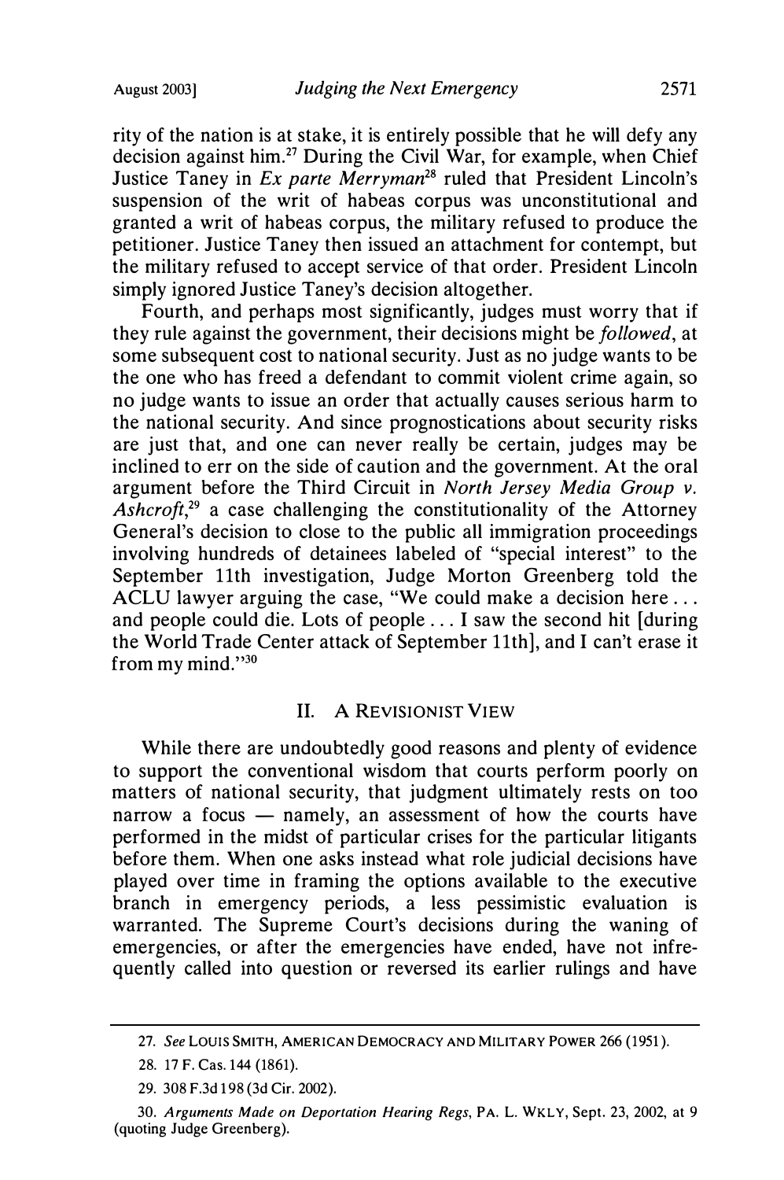rity of the nation is at stake, it is entirely possible that he will defy any decision against him.[27] During the Civil War, for example, when Chief Justice Taney in *Ex parte Merryman*[28] ruled that President Lincoln's suspension of the writ of habeas corpus was unconstitutional and granted a writ of habeas corpus, the military refused to produce the petitioner. Justice Taney then issued an attachment for contempt, but the military refused to accept service of that order. President Lincoln simply ignored Justice Taney's decision altogether.

Fourth, and perhaps most significantly, judges must worry that if they rule against the government, their decisions might be *followed*, at some subsequent cost to national security. Just as no judge wants to be the one who has freed a defendant to commit violent crime again, so no judge wants to issue an order that actually causes serious harm to the national security. And since prognostications about security risks are just that, and one can never really be certain, judges may be inclined to err on the side of caution and the government. At the oral argument before the Third Circuit in *North Jersey Media Group v. Ashcroft*,[29] a case challenging the constitutionality of the Attorney General's decision to close to the public all immigration proceedings involving hundreds of detainees labeled of "special interest" to the September 11th investigation, Judge Morton Greenberg told the ACLU lawyer arguing the case, "We could make a decision here ... and people could die. Lots of people ... I saw the second hit [during the World Trade Center attack of September 11th], and I can't erase it from my mind."[30]

## II. A Revisionist View

While there are undoubtedly good reasons and plenty of evidence to support the conventional wisdom that courts perform poorly on matters of national security, that judgment ultimately rests on too narrow a focus — namely, an assessment of how the courts have performed in the midst of particular crises for the particular litigants before them. When one asks instead what role judicial decisions have played over time in framing the options available to the executive branch in emergency periods, a less pessimistic evaluation is warranted. The Supreme Court's decisions during the waning of emergencies, or after the emergencies have ended, have not infrequently called into question or reversed its earlier rulings and have

---

27. *See* Louis Smith, American Democracy and Military Power 266 (1951).

28. 17 F. Cas. 144 (1861).

29. 308 F.3d 198 (3d Cir. 2002).

30. *Arguments Made on Deportation Hearing Regs*, Pa. L. Wkly, Sept. 23, 2002, at 9 (quoting Judge Greenberg).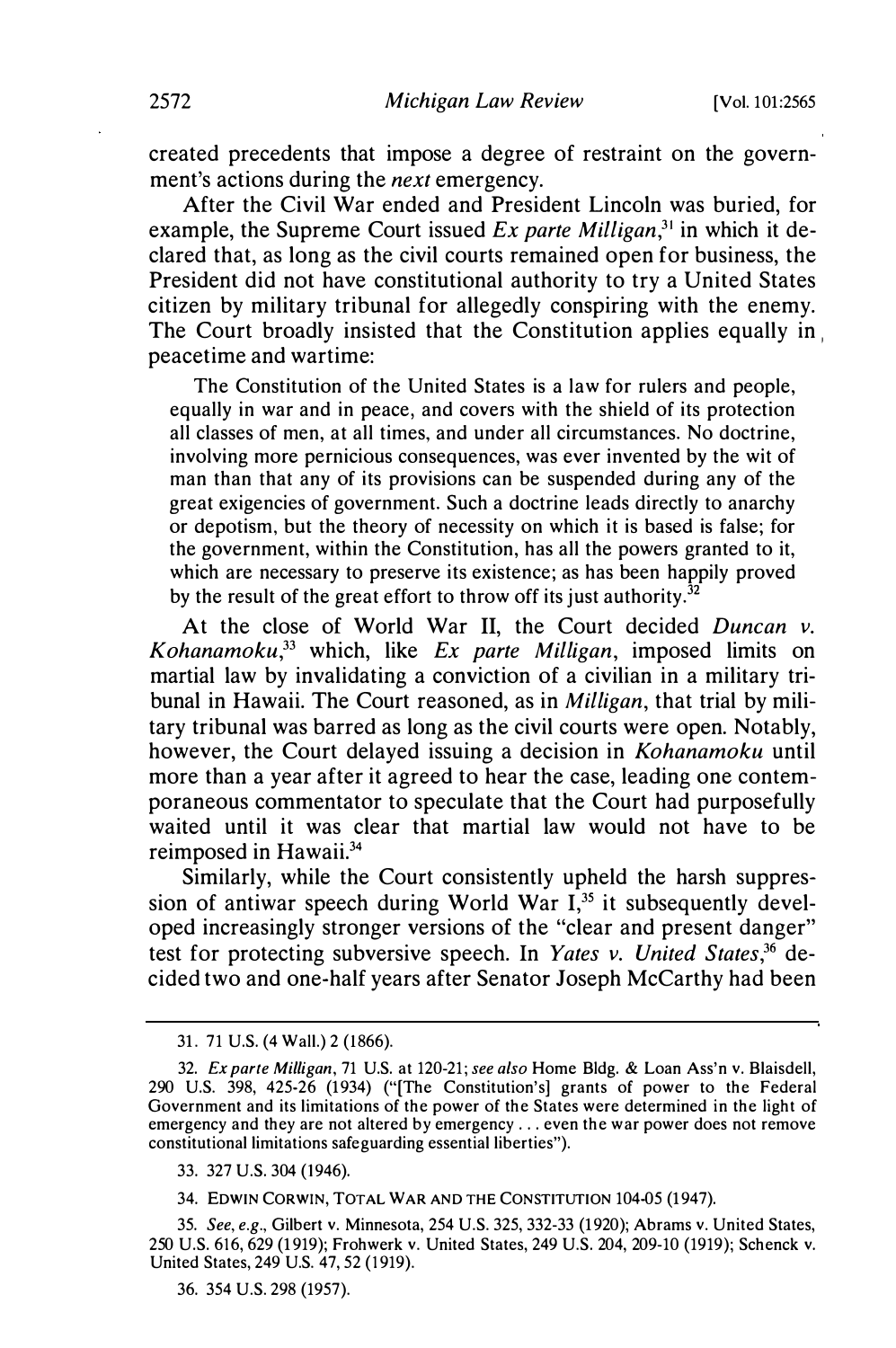created precedents that impose a degree of restraint on the government's actions during the *next* emergency.

After the Civil War ended and President Lincoln was buried, for example, the Supreme Court issued *Ex parte Milligan*,[31] in which it declared that, as long as the civil courts remained open for business, the President did not have constitutional authority to try a United States citizen by military tribunal for allegedly conspiring with the enemy. The Court broadly insisted that the Constitution applies equally in peacetime and wartime:

> The Constitution of the United States is a law for rulers and people, equally in war and in peace, and covers with the shield of its protection all classes of men, at all times, and under all circumstances. No doctrine, involving more pernicious consequences, was ever invented by the wit of man than that any of its provisions can be suspended during any of the great exigencies of government. Such a doctrine leads directly to anarchy or depotism, but the theory of necessity on which it is based is false; for the government, within the Constitution, has all the powers granted to it, which are necessary to preserve its existence; as has been happily proved by the result of the great effort to throw off its just authority.[32]

At the close of World War II, the Court decided *Duncan v. Kohanamoku*,[33] which, like *Ex parte Milligan*, imposed limits on martial law by invalidating a conviction of a civilian in a military tribunal in Hawaii. The Court reasoned, as in *Milligan*, that trial by military tribunal was barred as long as the civil courts were open. Notably, however, the Court delayed issuing a decision in *Kohanamoku* until more than a year after it agreed to hear the case, leading one contemporaneous commentator to speculate that the Court had purposefully waited until it was clear that martial law would not have to be reimposed in Hawaii.[34]

Similarly, while the Court consistently upheld the harsh suppression of antiwar speech during World War I,[35] it subsequently developed increasingly stronger versions of the "clear and present danger" test for protecting subversive speech. In *Yates v. United States*,[36] decided two and one-half years after Senator Joseph McCarthy had been

---

31. 71 U.S. (4 Wall.) 2 (1866).

32. *Ex parte Milligan*, 71 U.S. at 120-21; *see also* Home Bldg. & Loan Ass'n v. Blaisdell, 290 U.S. 398, 425-26 (1934) ("[The Constitution's] grants of power to the Federal Government and its limitations of the power of the States were determined in the light of emergency and they are not altered by emergency . . . even the war power does not remove constitutional limitations safeguarding essential liberties").

33. 327 U.S. 304 (1946).

34. EDWIN CORWIN, TOTAL WAR AND THE CONSTITUTION 104-05 (1947).

35. *See, e.g.*, Gilbert v. Minnesota, 254 U.S. 325, 332-33 (1920); Abrams v. United States, 250 U.S. 616, 629 (1919); Frohwerk v. United States, 249 U.S. 204, 209-10 (1919); Schenck v. United States, 249 U.S. 47, 52 (1919).

36. 354 U.S. 298 (1957).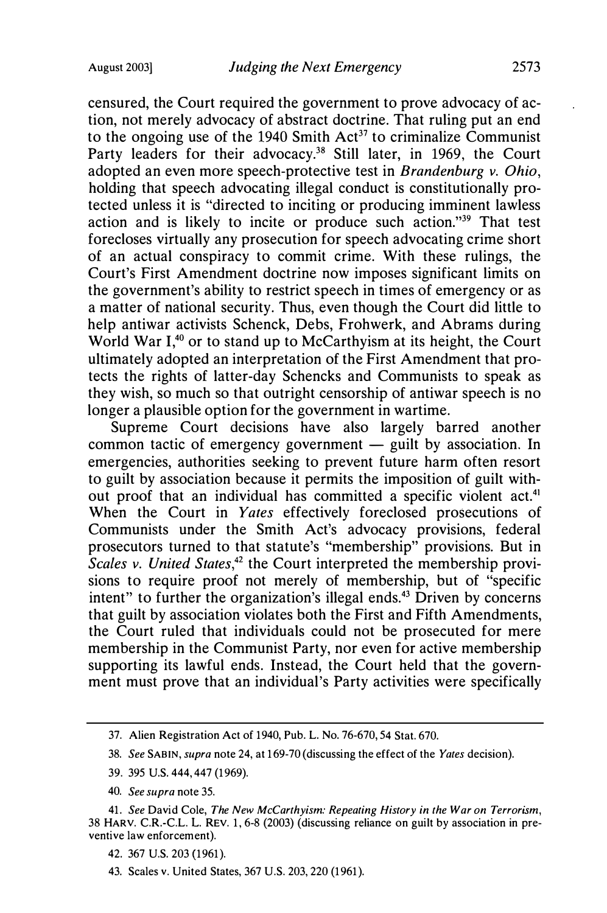censured, the Court required the government to prove advocacy of action, not merely advocacy of abstract doctrine. That ruling put an end to the ongoing use of the 1940 Smith Act[37] to criminalize Communist Party leaders for their advocacy.[38] Still later, in 1969, the Court adopted an even more speech-protective test in *Brandenburg v. Ohio*, holding that speech advocating illegal conduct is constitutionally protected unless it is "directed to inciting or producing imminent lawless action and is likely to incite or produce such action."[39] That test forecloses virtually any prosecution for speech advocating crime short of an actual conspiracy to commit crime. With these rulings, the Court's First Amendment doctrine now imposes significant limits on the government's ability to restrict speech in times of emergency or as a matter of national security. Thus, even though the Court did little to help antiwar activists Schenck, Debs, Frohwerk, and Abrams during World War I,[40] or to stand up to McCarthyism at its height, the Court ultimately adopted an interpretation of the First Amendment that protects the rights of latter-day Schencks and Communists to speak as they wish, so much so that outright censorship of antiwar speech is no longer a plausible option for the government in wartime.

Supreme Court decisions have also largely barred another common tactic of emergency government — guilt by association. In emergencies, authorities seeking to prevent future harm often resort to guilt by association because it permits the imposition of guilt without proof that an individual has committed a specific violent act.[41] When the Court in *Yates* effectively foreclosed prosecutions of Communists under the Smith Act's advocacy provisions, federal prosecutors turned to that statute's "membership" provisions. But in *Scales v. United States*,[42] the Court interpreted the membership provisions to require proof not merely of membership, but of "specific intent" to further the organization's illegal ends.[43] Driven by concerns that guilt by association violates both the First and Fifth Amendments, the Court ruled that individuals could not be prosecuted for mere membership in the Communist Party, nor even for active membership supporting its lawful ends. Instead, the Court held that the government must prove that an individual's Party activities were specifically

37. Alien Registration Act of 1940, Pub. L. No. 76-670, 54 Stat. 670.

38. *See* SABIN, *supra* note 24, at 169-70 (discussing the effect of the *Yates* decision).

39. 395 U.S. 444, 447 (1969).

40. *See supra* note 35.

41. *See* David Cole, *The New McCarthyism: Repeating History in the War on Terrorism*, 38 HARV. C.R.-C.L. L. REV. 1, 6-8 (2003) (discussing reliance on guilt by association in preventive law enforcement).

42. 367 U.S. 203 (1961).

43. Scales v. United States, 367 U.S. 203, 220 (1961).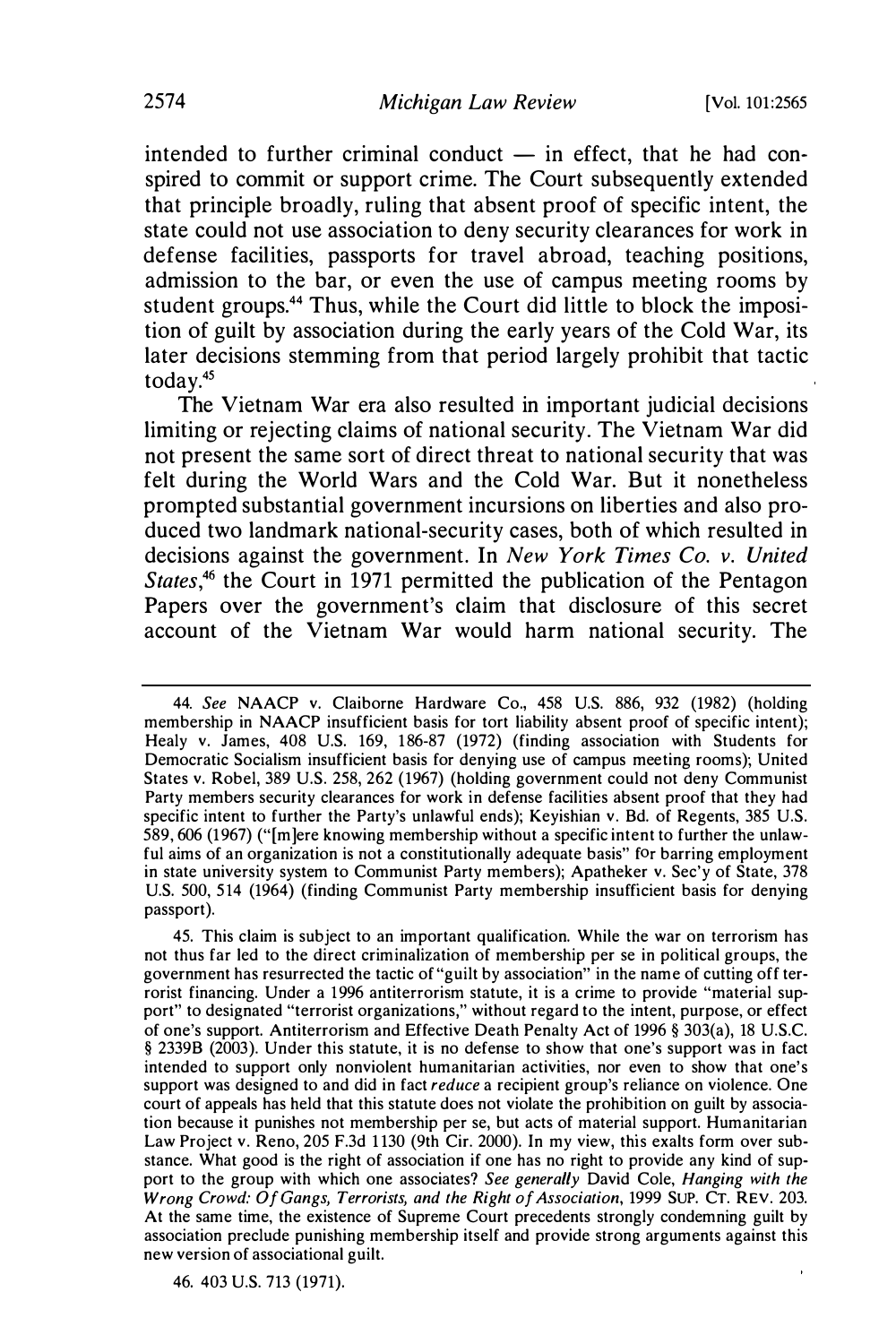intended to further criminal conduct — in effect, that he had conspired to commit or support crime. The Court subsequently extended that principle broadly, ruling that absent proof of specific intent, the state could not use association to deny security clearances for work in defense facilities, passports for travel abroad, teaching positions, admission to the bar, or even the use of campus meeting rooms by student groups.[44] Thus, while the Court did little to block the imposition of guilt by association during the early years of the Cold War, its later decisions stemming from that period largely prohibit that tactic today.[45]

The Vietnam War era also resulted in important judicial decisions limiting or rejecting claims of national security. The Vietnam War did not present the same sort of direct threat to national security that was felt during the World Wars and the Cold War. But it nonetheless prompted substantial government incursions on liberties and also produced two landmark national-security cases, both of which resulted in decisions against the government. In *New York Times Co. v. United States*,[46] the Court in 1971 permitted the publication of the Pentagon Papers over the government's claim that disclosure of this secret account of the Vietnam War would harm national security. The

---

44. *See* NAACP v. Claiborne Hardware Co., 458 U.S. 886, 932 (1982) (holding membership in NAACP insufficient basis for tort liability absent proof of specific intent); Healy v. James, 408 U.S. 169, 186-87 (1972) (finding association with Students for Democratic Socialism insufficient basis for denying use of campus meeting rooms); United States v. Robel, 389 U.S. 258, 262 (1967) (holding government could not deny Communist Party members security clearances for work in defense facilities absent proof that they had specific intent to further the Party's unlawful ends); Keyishian v. Bd. of Regents, 385 U.S. 589, 606 (1967) ("[m]ere knowing membership without a specific intent to further the unlawful aims of an organization is not a constitutionally adequate basis" for barring employment in state university system to Communist Party members); Apatheker v. Sec'y of State, 378 U.S. 500, 514 (1964) (finding Communist Party membership insufficient basis for denying passport).

45. This claim is subject to an important qualification. While the war on terrorism has not thus far led to the direct criminalization of membership per se in political groups, the government has resurrected the tactic of "guilt by association" in the name of cutting off terrorist financing. Under a 1996 antiterrorism statute, it is a crime to provide "material support" to designated "terrorist organizations," without regard to the intent, purpose, or effect of one's support. Antiterrorism and Effective Death Penalty Act of 1996 § 303(a), 18 U.S.C. § 2339B (2003). Under this statute, it is no defense to show that one's support was in fact intended to support only nonviolent humanitarian activities, nor even to show that one's support was designed to and did in fact *reduce* a recipient group's reliance on violence. One court of appeals has held that this statute does not violate the prohibition on guilt by association because it punishes not membership per se, but acts of material support. Humanitarian Law Project v. Reno, 205 F.3d 1130 (9th Cir. 2000). In my view, this exalts form over substance. What good is the right of association if one has no right to provide any kind of support to the group with which one associates? *See generally* David Cole, *Hanging with the Wrong Crowd: Of Gangs, Terrorists, and the Right of Association*, 1999 SUP. CT. REV. 203. At the same time, the existence of Supreme Court precedents strongly condemning guilt by association preclude punishing membership itself and provide strong arguments against this new version of associational guilt.

46. 403 U.S. 713 (1971).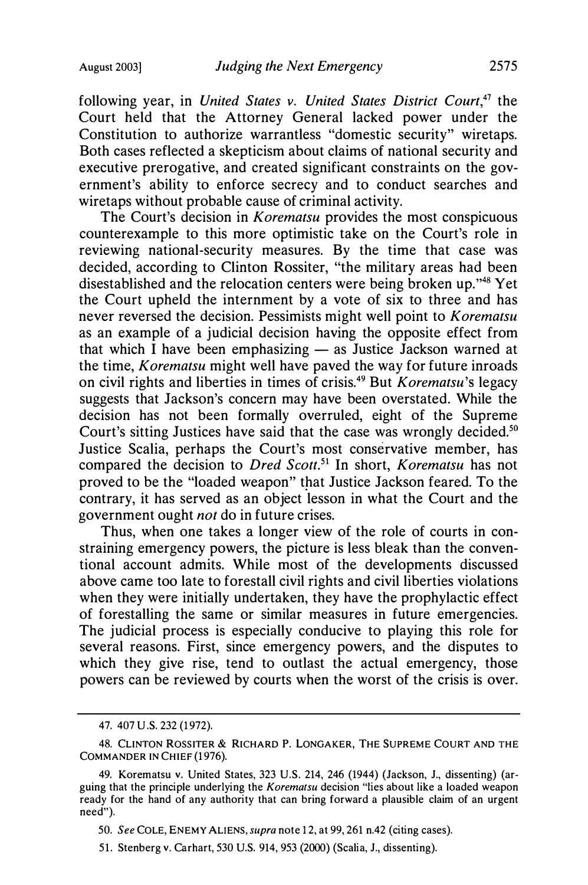following year, in *United States v. United States District Court*,[47] the Court held that the Attorney General lacked power under the Constitution to authorize warrantless "domestic security" wiretaps. Both cases reflected a skepticism about claims of national security and executive prerogative, and created significant constraints on the government's ability to enforce secrecy and to conduct searches and wiretaps without probable cause of criminal activity.

The Court's decision in *Korematsu* provides the most conspicuous counterexample to this more optimistic take on the Court's role in reviewing national-security measures. By the time that case was decided, according to Clinton Rossiter, "the military areas had been disestablished and the relocation centers were being broken up."[48] Yet the Court upheld the internment by a vote of six to three and has never reversed the decision. Pessimists might well point to *Korematsu* as an example of a judicial decision having the opposite effect from that which I have been emphasizing — as Justice Jackson warned at the time, *Korematsu* might well have paved the way for future inroads on civil rights and liberties in times of crisis.[49] But *Korematsu*'s legacy suggests that Jackson's concern may have been overstated. While the decision has not been formally overruled, eight of the Supreme Court's sitting Justices have said that the case was wrongly decided.[50] Justice Scalia, perhaps the Court's most conservative member, has compared the decision to *Dred Scott*.[51] In short, *Korematsu* has not proved to be the "loaded weapon" that Justice Jackson feared. To the contrary, it has served as an object lesson in what the Court and the government ought *not* do in future crises.

Thus, when one takes a longer view of the role of courts in constraining emergency powers, the picture is less bleak than the conventional account admits. While most of the developments discussed above came too late to forestall civil rights and civil liberties violations when they were initially undertaken, they have the prophylactic effect of forestalling the same or similar measures in future emergencies. The judicial process is especially conducive to playing this role for several reasons. First, since emergency powers, and the disputes to which they give rise, tend to outlast the actual emergency, those powers can be reviewed by courts when the worst of the crisis is over.

---

47. 407 U.S. 232 (1972).

48. CLINTON ROSSITER & RICHARD P. LONGAKER, THE SUPREME COURT AND THE COMMANDER IN CHIEF (1976).

49. Korematsu v. United States, 323 U.S. 214, 246 (1944) (Jackson, J., dissenting) (arguing that the principle underlying the *Korematsu* decision "lies about like a loaded weapon ready for the hand of any authority that can bring forward a plausible claim of an urgent need").

50. *See* COLE, ENEMY ALIENS, *supra* note 12, at 99, 261 n.42 (citing cases).

51. Stenberg v. Carhart, 530 U.S. 914, 953 (2000) (Scalia, J., dissenting).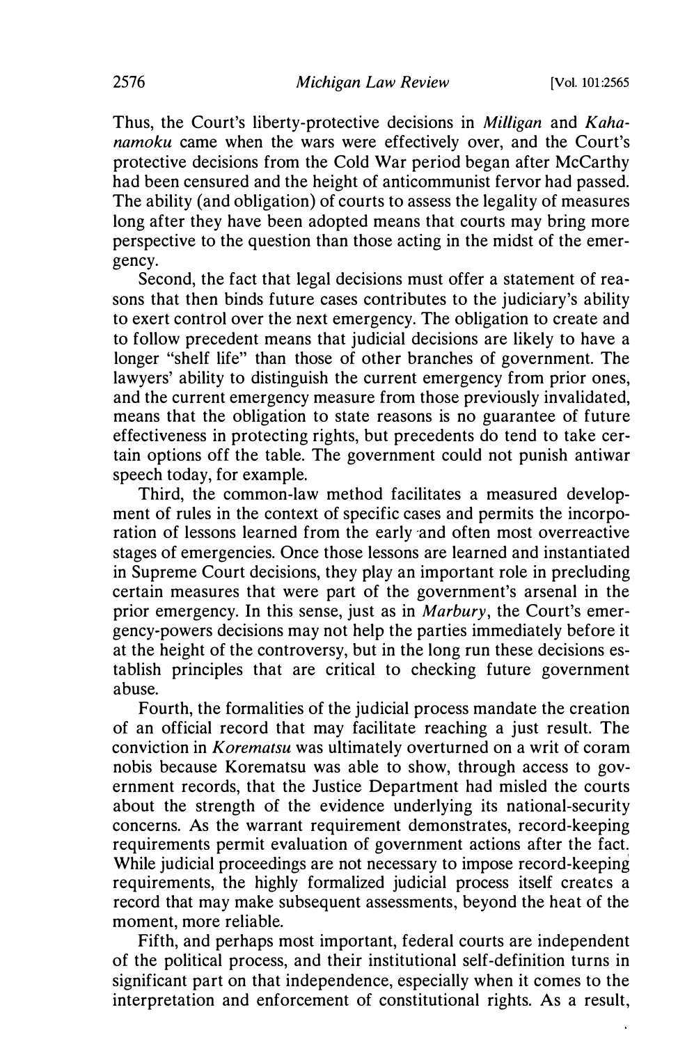Thus, the Court's liberty-protective decisions in *Milligan* and *Kahanamoku* came when the wars were effectively over, and the Court's protective decisions from the Cold War period began after McCarthy had been censured and the height of anticommunist fervor had passed. The ability (and obligation) of courts to assess the legality of measures long after they have been adopted means that courts may bring more perspective to the question than those acting in the midst of the emergency.

Second, the fact that legal decisions must offer a statement of reasons that then binds future cases contributes to the judiciary's ability to exert control over the next emergency. The obligation to create and to follow precedent means that judicial decisions are likely to have a longer "shelf life" than those of other branches of government. The lawyers' ability to distinguish the current emergency from prior ones, and the current emergency measure from those previously invalidated, means that the obligation to state reasons is no guarantee of future effectiveness in protecting rights, but precedents do tend to take certain options off the table. The government could not punish antiwar speech today, for example.

Third, the common-law method facilitates a measured development of rules in the context of specific cases and permits the incorporation of lessons learned from the early and often most overreactive stages of emergencies. Once those lessons are learned and instantiated in Supreme Court decisions, they play an important role in precluding certain measures that were part of the government's arsenal in the prior emergency. In this sense, just as in *Marbury*, the Court's emergency-powers decisions may not help the parties immediately before it at the height of the controversy, but in the long run these decisions establish principles that are critical to checking future government abuse.

Fourth, the formalities of the judicial process mandate the creation of an official record that may facilitate reaching a just result. The conviction in *Korematsu* was ultimately overturned on a writ of coram nobis because Korematsu was able to show, through access to government records, that the Justice Department had misled the courts about the strength of the evidence underlying its national-security concerns. As the warrant requirement demonstrates, record-keeping requirements permit evaluation of government actions after the fact. While judicial proceedings are not necessary to impose record-keeping requirements, the highly formalized judicial process itself creates a record that may make subsequent assessments, beyond the heat of the moment, more reliable.

Fifth, and perhaps most important, federal courts are independent of the political process, and their institutional self-definition turns in significant part on that independence, especially when it comes to the interpretation and enforcement of constitutional rights. As a result,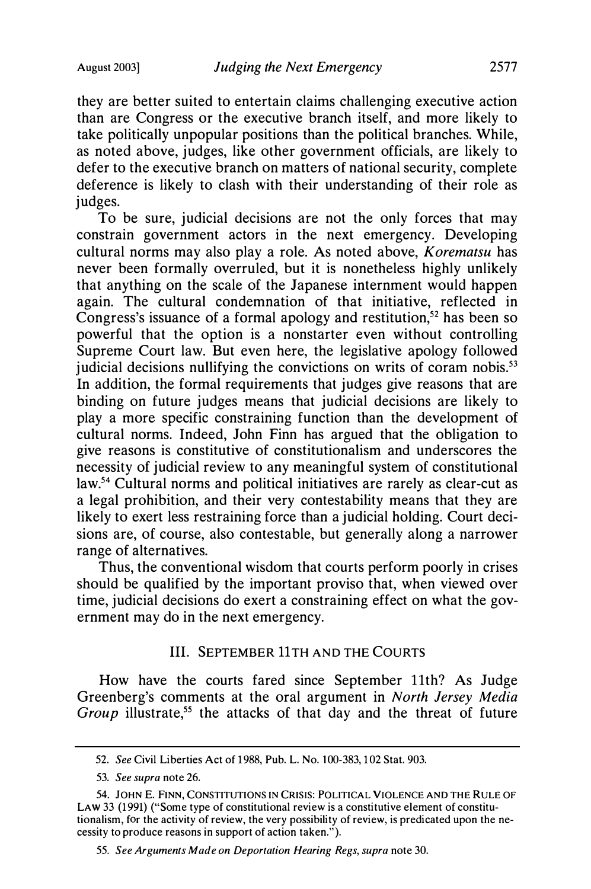they are better suited to entertain claims challenging executive action than are Congress or the executive branch itself, and more likely to take politically unpopular positions than the political branches. While, as noted above, judges, like other government officials, are likely to defer to the executive branch on matters of national security, complete deference is likely to clash with their understanding of their role as judges.

To be sure, judicial decisions are not the only forces that may constrain government actors in the next emergency. Developing cultural norms may also play a role. As noted above, *Korematsu* has never been formally overruled, but it is nonetheless highly unlikely that anything on the scale of the Japanese internment would happen again. The cultural condemnation of that initiative, reflected in Congress's issuance of a formal apology and restitution,[52] has been so powerful that the option is a nonstarter even without controlling Supreme Court law. But even here, the legislative apology followed judicial decisions nullifying the convictions on writs of coram nobis.[53] In addition, the formal requirements that judges give reasons that are binding on future judges means that judicial decisions are likely to play a more specific constraining function than the development of cultural norms. Indeed, John Finn has argued that the obligation to give reasons is constitutive of constitutionalism and underscores the necessity of judicial review to any meaningful system of constitutional law.[54] Cultural norms and political initiatives are rarely as clear-cut as a legal prohibition, and their very contestability means that they are likely to exert less restraining force than a judicial holding. Court decisions are, of course, also contestable, but generally along a narrower range of alternatives.

Thus, the conventional wisdom that courts perform poorly in crises should be qualified by the important proviso that, when viewed over time, judicial decisions do exert a constraining effect on what the government may do in the next emergency.

## III. SEPTEMBER 11TH AND THE COURTS

How have the courts fared since September 11th? As Judge Greenberg's comments at the oral argument in *North Jersey Media Group* illustrate,[55] the attacks of that day and the threat of future

---

52. *See* Civil Liberties Act of 1988, Pub. L. No. 100-383, 102 Stat. 903.

53. *See supra* note 26.

54. JOHN E. FINN, CONSTITUTIONS IN CRISIS: POLITICAL VIOLENCE AND THE RULE OF LAW 33 (1991) ("Some type of constitutional review is a constitutive element of constitutionalism, for the activity of review, the very possibility of review, is predicated upon the necessity to produce reasons in support of action taken.").

55. *See Arguments Made on Deportation Hearing Regs*, *supra* note 30.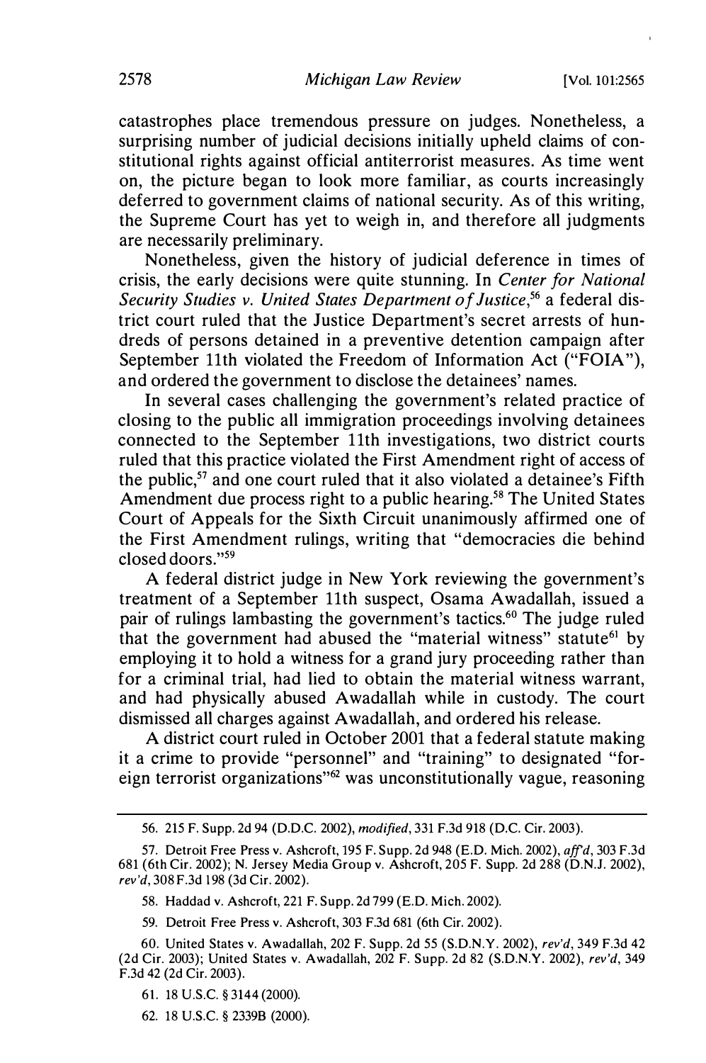catastrophes place tremendous pressure on judges. Nonetheless, a surprising number of judicial decisions initially upheld claims of constitutional rights against official antiterrorist measures. As time went on, the picture began to look more familiar, as courts increasingly deferred to government claims of national security. As of this writing, the Supreme Court has yet to weigh in, and therefore all judgments are necessarily preliminary.

Nonetheless, given the history of judicial deference in times of crisis, the early decisions were quite stunning. In *Center for National Security Studies v. United States Department of Justice*,[56] a federal district court ruled that the Justice Department's secret arrests of hundreds of persons detained in a preventive detention campaign after September 11th violated the Freedom of Information Act ("FOIA"), and ordered the government to disclose the detainees' names.

In several cases challenging the government's related practice of closing to the public all immigration proceedings involving detainees connected to the September 11th investigations, two district courts ruled that this practice violated the First Amendment right of access of the public,[57] and one court ruled that it also violated a detainee's Fifth Amendment due process right to a public hearing.[58] The United States Court of Appeals for the Sixth Circuit unanimously affirmed one of the First Amendment rulings, writing that "democracies die behind closed doors."[59]

A federal district judge in New York reviewing the government's treatment of a September 11th suspect, Osama Awadallah, issued a pair of rulings lambasting the government's tactics.[60] The judge ruled that the government had abused the "material witness" statute[61] by employing it to hold a witness for a grand jury proceeding rather than for a criminal trial, had lied to obtain the material witness warrant, and had physically abused Awadallah while in custody. The court dismissed all charges against Awadallah, and ordered his release.

A district court ruled in October 2001 that a federal statute making it a crime to provide "personnel" and "training" to designated "foreign terrorist organizations"[62] was unconstitutionally vague, reasoning

---

56. 215 F. Supp. 2d 94 (D.D.C. 2002), *modified*, 331 F.3d 918 (D.C. Cir. 2003).

57. Detroit Free Press v. Ashcroft, 195 F. Supp. 2d 948 (E.D. Mich. 2002), *aff'd*, 303 F.3d 681 (6th Cir. 2002); N. Jersey Media Group v. Ashcroft, 205 F. Supp. 2d 288 (D.N.J. 2002), *rev'd*, 308 F.3d 198 (3d Cir. 2002).

58. Haddad v. Ashcroft, 221 F. Supp. 2d 799 (E.D. Mich. 2002).

59. Detroit Free Press v. Ashcroft, 303 F.3d 681 (6th Cir. 2002).

60. United States v. Awadallah, 202 F. Supp. 2d 55 (S.D.N.Y. 2002), *rev'd*, 349 F.3d 42 (2d Cir. 2003); United States v. Awadallah, 202 F. Supp. 2d 82 (S.D.N.Y. 2002), *rev'd*, 349 F.3d 42 (2d Cir. 2003).

61. 18 U.S.C. § 3144 (2000).

62. 18 U.S.C. § 2339B (2000).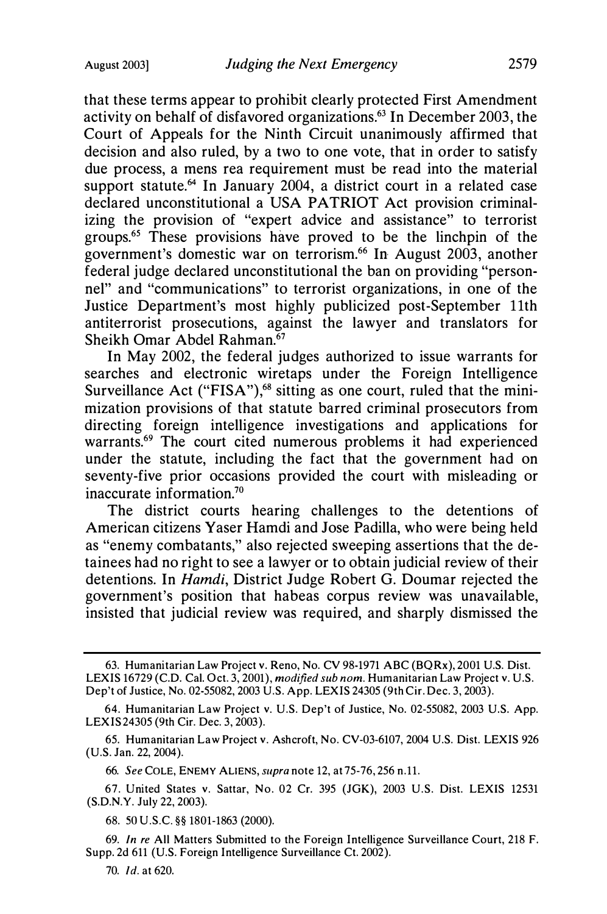that these terms appear to prohibit clearly protected First Amendment activity on behalf of disfavored organizations.[63] In December 2003, the Court of Appeals for the Ninth Circuit unanimously affirmed that decision and also ruled, by a two to one vote, that in order to satisfy due process, a mens rea requirement must be read into the material support statute.[64] In January 2004, a district court in a related case declared unconstitutional a USA PATRIOT Act provision criminalizing the provision of "expert advice and assistance" to terrorist groups.[65] These provisions have proved to be the linchpin of the government's domestic war on terrorism.[66] In August 2003, another federal judge declared unconstitutional the ban on providing "personnel" and "communications" to terrorist organizations, in one of the Justice Department's most highly publicized post-September 11th antiterrorist prosecutions, against the lawyer and translators for Sheikh Omar Abdel Rahman.[67]

In May 2002, the federal judges authorized to issue warrants for searches and electronic wiretaps under the Foreign Intelligence Surveillance Act ("FISA"),[68] sitting as one court, ruled that the minimization provisions of that statute barred criminal prosecutors from directing foreign intelligence investigations and applications for warrants.[69] The court cited numerous problems it had experienced under the statute, including the fact that the government had on seventy-five prior occasions provided the court with misleading or inaccurate information.[70]

The district courts hearing challenges to the detentions of American citizens Yaser Hamdi and Jose Padilla, who were being held as "enemy combatants," also rejected sweeping assertions that the detainees had no right to see a lawyer or to obtain judicial review of their detentions. In *Hamdi*, District Judge Robert G. Doumar rejected the government's position that habeas corpus review was unavailable, insisted that judicial review was required, and sharply dismissed the

---

63. Humanitarian Law Project v. Reno, No. CV 98-1971 ABC (BQRx), 2001 U.S. Dist. LEXIS 16729 (C.D. Cal. Oct. 3, 2001), *modified sub nom.* Humanitarian Law Project v. U.S. Dep't of Justice, No. 02-55082, 2003 U.S. App. LEXIS 24305 (9th Cir. Dec. 3, 2003).

64. Humanitarian Law Project v. U.S. Dep't of Justice, No. 02-55082, 2003 U.S. App. LEXIS 24305 (9th Cir. Dec. 3, 2003).

65. Humanitarian Law Project v. Ashcroft, No. CV-03-6107, 2004 U.S. Dist. LEXIS 926 (U.S. Jan. 22, 2004).

66. *See* COLE, ENEMY ALIENS, *supra* note 12, at 75-76, 256 n.11.

67. United States v. Sattar, No. 02 Cr. 395 (JGK), 2003 U.S. Dist. LEXIS 12531 (S.D.N.Y. July 22, 2003).

68. 50 U.S.C. §§ 1801-1863 (2000).

69. *In re* All Matters Submitted to the Foreign Intelligence Surveillance Court, 218 F. Supp. 2d 611 (U.S. Foreign Intelligence Surveillance Ct. 2002).

70. *Id.* at 620.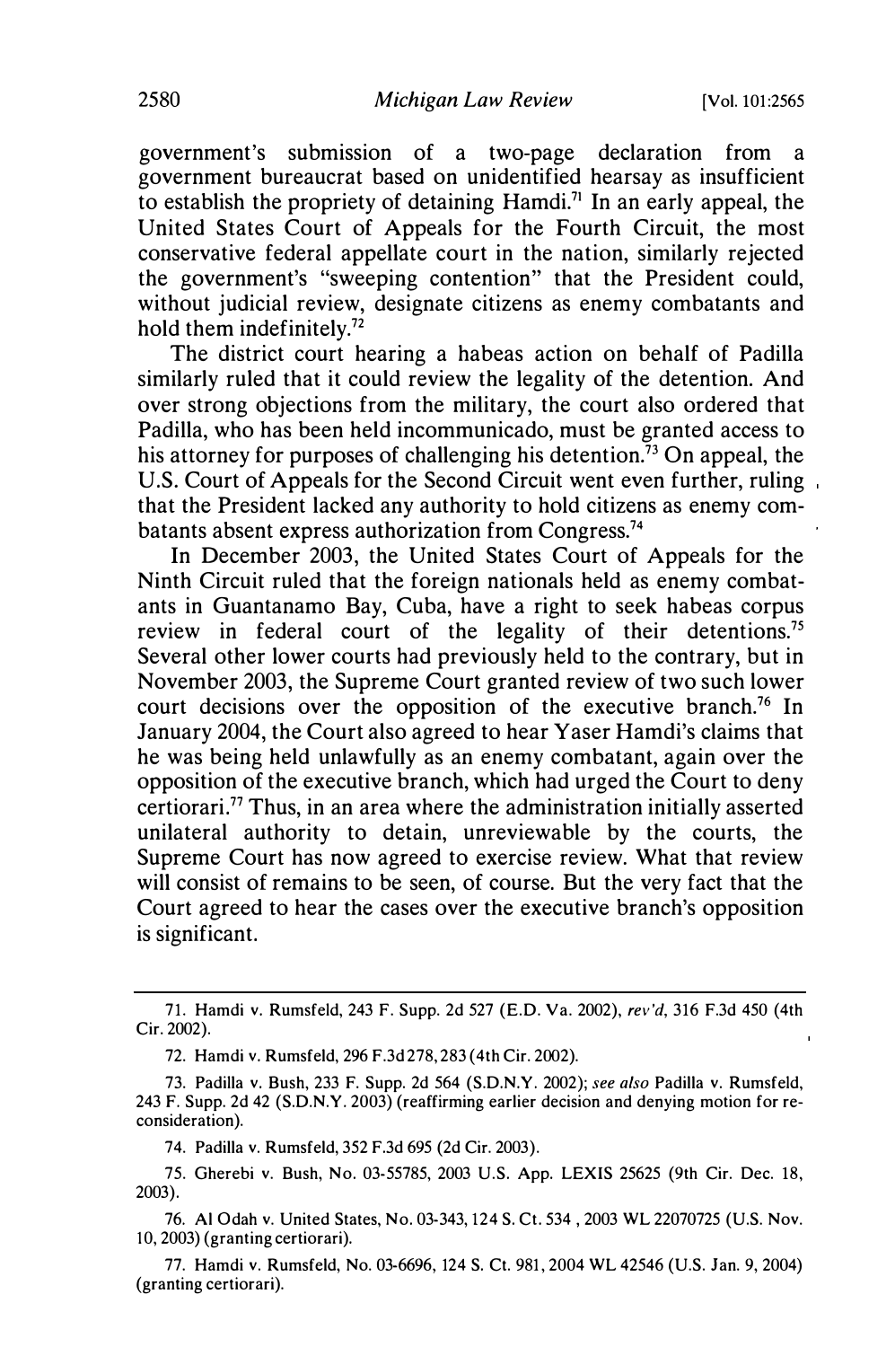government's submission of a two-page declaration from a government bureaucrat based on unidentified hearsay as insufficient to establish the propriety of detaining Hamdi.[71] In an early appeal, the United States Court of Appeals for the Fourth Circuit, the most conservative federal appellate court in the nation, similarly rejected the government's "sweeping contention" that the President could, without judicial review, designate citizens as enemy combatants and hold them indefinitely.[72]

The district court hearing a habeas action on behalf of Padilla similarly ruled that it could review the legality of the detention. And over strong objections from the military, the court also ordered that Padilla, who has been held incommunicado, must be granted access to his attorney for purposes of challenging his detention.[73] On appeal, the U.S. Court of Appeals for the Second Circuit went even further, ruling that the President lacked any authority to hold citizens as enemy combatants absent express authorization from Congress.[74]

In December 2003, the United States Court of Appeals for the Ninth Circuit ruled that the foreign nationals held as enemy combatants in Guantanamo Bay, Cuba, have a right to seek habeas corpus review in federal court of the legality of their detentions.[75] Several other lower courts had previously held to the contrary, but in November 2003, the Supreme Court granted review of two such lower court decisions over the opposition of the executive branch.[76] In January 2004, the Court also agreed to hear Yaser Hamdi's claims that he was being held unlawfully as an enemy combatant, again over the opposition of the executive branch, which had urged the Court to deny certiorari.[77] Thus, in an area where the administration initially asserted unilateral authority to detain, unreviewable by the courts, the Supreme Court has now agreed to exercise review. What that review will consist of remains to be seen, of course. But the very fact that the Court agreed to hear the cases over the executive branch's opposition is significant.

---

71. Hamdi v. Rumsfeld, 243 F. Supp. 2d 527 (E.D. Va. 2002), *rev'd*, 316 F.3d 450 (4th Cir. 2002).

72. Hamdi v. Rumsfeld, 296 F.3d 278, 283 (4th Cir. 2002).

73. Padilla v. Bush, 233 F. Supp. 2d 564 (S.D.N.Y. 2002); *see also* Padilla v. Rumsfeld, 243 F. Supp. 2d 42 (S.D.N.Y. 2003) (reaffirming earlier decision and denying motion for reconsideration).

74. Padilla v. Rumsfeld, 352 F.3d 695 (2d Cir. 2003).

75. Gherebi v. Bush, No. 03-55785, 2003 U.S. App. LEXIS 25625 (9th Cir. Dec. 18, 2003).

76. Al Odah v. United States, No. 03-343, 124 S. Ct. 534, 2003 WL 22070725 (U.S. Nov. 10, 2003) (granting certiorari).

77. Hamdi v. Rumsfeld, No. 03-6696, 124 S. Ct. 981, 2004 WL 42546 (U.S. Jan. 9, 2004) (granting certiorari).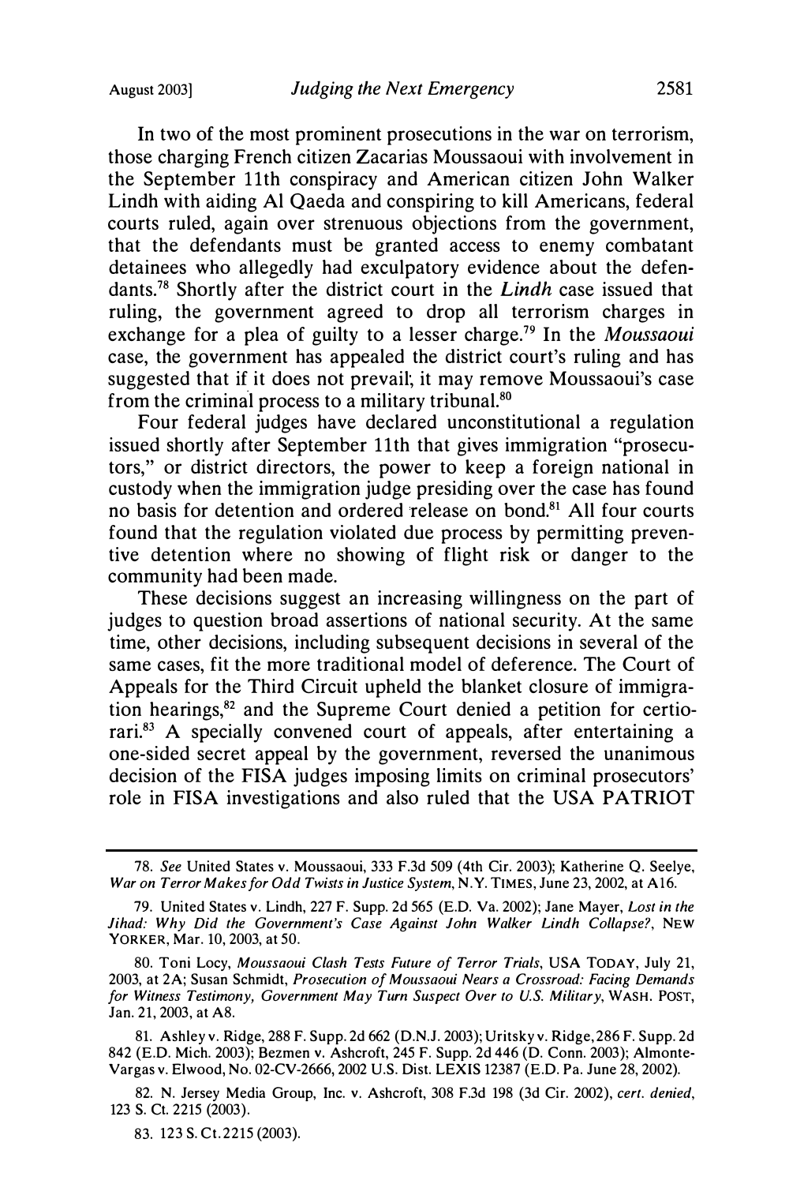In two of the most prominent prosecutions in the war on terrorism, those charging French citizen Zacarias Moussaoui with involvement in the September 11th conspiracy and American citizen John Walker Lindh with aiding Al Qaeda and conspiring to kill Americans, federal courts ruled, again over strenuous objections from the government, that the defendants must be granted access to enemy combatant detainees who allegedly had exculpatory evidence about the defendants.[78] Shortly after the district court in the *Lindh* case issued that ruling, the government agreed to drop all terrorism charges in exchange for a plea of guilty to a lesser charge.[79] In the *Moussaoui* case, the government has appealed the district court's ruling and has suggested that if it does not prevail; it may remove Moussaoui's case from the criminal process to a military tribunal.[80]

Four federal judges have declared unconstitutional a regulation issued shortly after September 11th that gives immigration "prosecutors," or district directors, the power to keep a foreign national in custody when the immigration judge presiding over the case has found no basis for detention and ordered release on bond.[81] All four courts found that the regulation violated due process by permitting preventive detention where no showing of flight risk or danger to the community had been made.

These decisions suggest an increasing willingness on the part of judges to question broad assertions of national security. At the same time, other decisions, including subsequent decisions in several of the same cases, fit the more traditional model of deference. The Court of Appeals for the Third Circuit upheld the blanket closure of immigration hearings,[82] and the Supreme Court denied a petition for certiorari.[83] A specially convened court of appeals, after entertaining a one-sided secret appeal by the government, reversed the unanimous decision of the FISA judges imposing limits on criminal prosecutors' role in FISA investigations and also ruled that the USA PATRIOT

---

78. *See* United States v. Moussaoui, 333 F.3d 509 (4th Cir. 2003); Katherine Q. Seelye, *War on Terror Makes for Odd Twists in Justice System*, N.Y. TIMES, June 23, 2002, at A16.

79. United States v. Lindh, 227 F. Supp. 2d 565 (E.D. Va. 2002); Jane Mayer, *Lost in the Jihad: Why Did the Government's Case Against John Walker Lindh Collapse?*, NEW YORKER, Mar. 10, 2003, at 50.

80. Toni Locy, *Moussaoui Clash Tests Future of Terror Trials*, USA TODAY, July 21, 2003, at 2A; Susan Schmidt, *Prosecution of Moussaoui Nears a Crossroad: Facing Demands for Witness Testimony, Government May Turn Suspect Over to U.S. Military*, WASH. POST, Jan. 21, 2003, at A8.

81. Ashley v. Ridge, 288 F. Supp. 2d 662 (D.N.J. 2003); Uritsky v. Ridge, 286 F. Supp. 2d 842 (E.D. Mich. 2003); Bezmen v. Ashcroft, 245 F. Supp. 2d 446 (D. Conn. 2003); Almonte-Vargas v. Elwood, No. 02-CV-2666, 2002 U.S. Dist. LEXIS 12387 (E.D. Pa. June 28, 2002).

82. N. Jersey Media Group, Inc. v. Ashcroft, 308 F.3d 198 (3d Cir. 2002), *cert. denied*, 123 S. Ct. 2215 (2003).

83. 123 S. Ct. 2215 (2003).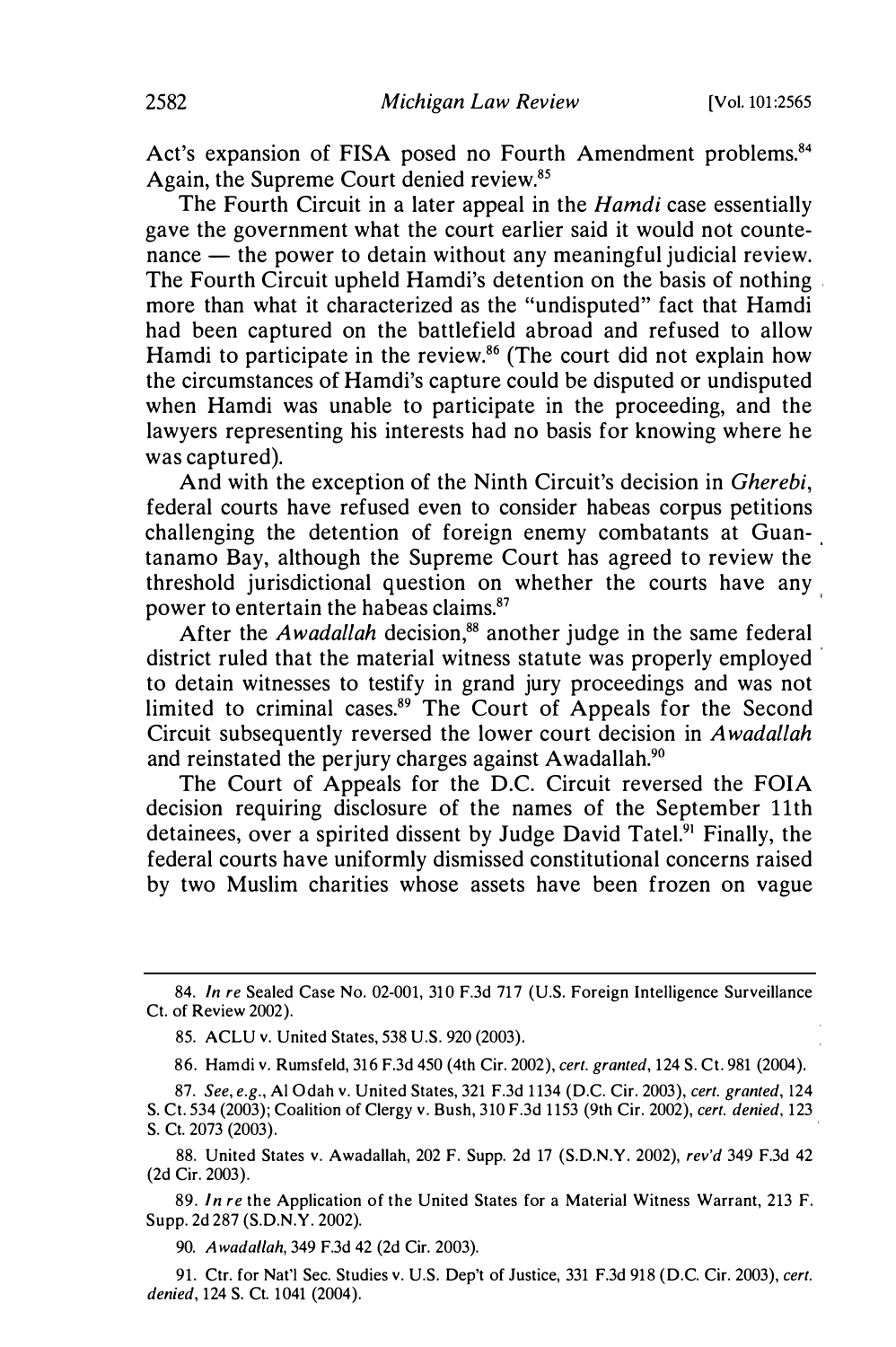Act's expansion of FISA posed no Fourth Amendment problems.[84] Again, the Supreme Court denied review.[85]

The Fourth Circuit in a later appeal in the *Hamdi* case essentially gave the government what the court earlier said it would not countenance — the power to detain without any meaningful judicial review. The Fourth Circuit upheld Hamdi's detention on the basis of nothing more than what it characterized as the "undisputed" fact that Hamdi had been captured on the battlefield abroad and refused to allow Hamdi to participate in the review.[86] (The court did not explain how the circumstances of Hamdi's capture could be disputed or undisputed when Hamdi was unable to participate in the proceeding, and the lawyers representing his interests had no basis for knowing where he was captured).

And with the exception of the Ninth Circuit's decision in *Gherebi*, federal courts have refused even to consider habeas corpus petitions challenging the detention of foreign enemy combatants at Guantanamo Bay, although the Supreme Court has agreed to review the threshold jurisdictional question on whether the courts have any power to entertain the habeas claims.[87]

After the *Awadallah* decision,[88] another judge in the same federal district ruled that the material witness statute was properly employed to detain witnesses to testify in grand jury proceedings and was not limited to criminal cases.[89] The Court of Appeals for the Second Circuit subsequently reversed the lower court decision in *Awadallah* and reinstated the perjury charges against Awadallah.[90]

The Court of Appeals for the D.C. Circuit reversed the FOIA decision requiring disclosure of the names of the September 11th detainees, over a spirited dissent by Judge David Tatel.[91] Finally, the federal courts have uniformly dismissed constitutional concerns raised by two Muslim charities whose assets have been frozen on vague

---

84. *In re* Sealed Case No. 02-001, 310 F.3d 717 (U.S. Foreign Intelligence Surveillance Ct. of Review 2002).

85. ACLU v. United States, 538 U.S. 920 (2003).

86. Hamdi v. Rumsfeld, 316 F.3d 450 (4th Cir. 2002), *cert. granted*, 124 S. Ct. 981 (2004).

87. *See, e.g.*, Al Odah v. United States, 321 F.3d 1134 (D.C. Cir. 2003), *cert. granted*, 124 S. Ct. 534 (2003); Coalition of Clergy v. Bush, 310 F.3d 1153 (9th Cir. 2002), *cert. denied*, 123 S. Ct. 2073 (2003).

88. United States v. Awadallah, 202 F. Supp. 2d 17 (S.D.N.Y. 2002), *rev'd* 349 F.3d 42 (2d Cir. 2003).

89. *In re* the Application of the United States for a Material Witness Warrant, 213 F. Supp. 2d 287 (S.D.N.Y. 2002).

90. *Awadallah*, 349 F.3d 42 (2d Cir. 2003).

91. Ctr. for Nat'l Sec. Studies v. U.S. Dep't of Justice, 331 F.3d 918 (D.C. Cir. 2003), *cert. denied*, 124 S. Ct. 1041 (2004).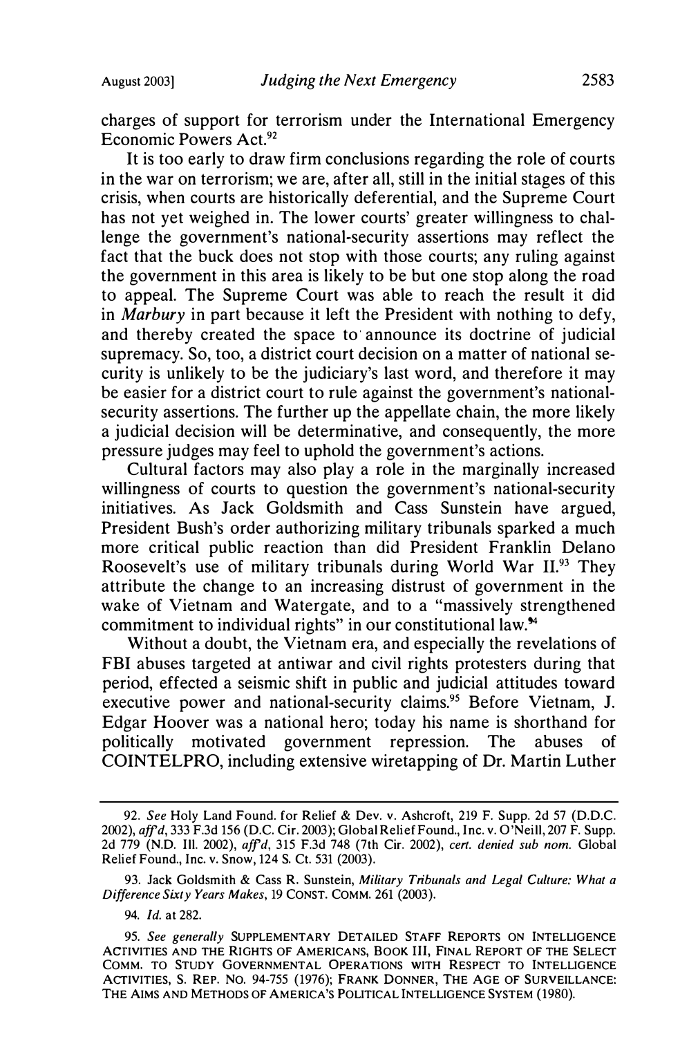charges of support for terrorism under the International Emergency Economic Powers Act.[92]

It is too early to draw firm conclusions regarding the role of courts in the war on terrorism; we are, after all, still in the initial stages of this crisis, when courts are historically deferential, and the Supreme Court has not yet weighed in. The lower courts' greater willingness to challenge the government's national-security assertions may reflect the fact that the buck does not stop with those courts; any ruling against the government in this area is likely to be but one stop along the road to appeal. The Supreme Court was able to reach the result it did in *Marbury* in part because it left the President with nothing to defy, and thereby created the space to announce its doctrine of judicial supremacy. So, too, a district court decision on a matter of national security is unlikely to be the judiciary's last word, and therefore it may be easier for a district court to rule against the government's national-security assertions. The further up the appellate chain, the more likely a judicial decision will be determinative, and consequently, the more pressure judges may feel to uphold the government's actions.

Cultural factors may also play a role in the marginally increased willingness of courts to question the government's national-security initiatives. As Jack Goldsmith and Cass Sunstein have argued, President Bush's order authorizing military tribunals sparked a much more critical public reaction than did President Franklin Delano Roosevelt's use of military tribunals during World War II.[93] They attribute the change to an increasing distrust of government in the wake of Vietnam and Watergate, and to a "massively strengthened commitment to individual rights" in our constitutional law.[94]

Without a doubt, the Vietnam era, and especially the revelations of FBI abuses targeted at antiwar and civil rights protesters during that period, effected a seismic shift in public and judicial attitudes toward executive power and national-security claims.[95] Before Vietnam, J. Edgar Hoover was a national hero; today his name is shorthand for politically motivated government repression. The abuses of COINTELPRO, including extensive wiretapping of Dr. Martin Luther

---

92. *See* Holy Land Found. for Relief & Dev. v. Ashcroft, 219 F. Supp. 2d 57 (D.D.C. 2002), *aff'd*, 333 F.3d 156 (D.C. Cir. 2003); Global Relief Found., Inc. v. O'Neill, 207 F. Supp. 2d 779 (N.D. Ill. 2002), *aff'd*, 315 F.3d 748 (7th Cir. 2002), *cert. denied sub nom.* Global Relief Found., Inc. v. Snow, 124 S. Ct. 531 (2003).

93. Jack Goldsmith & Cass R. Sunstein, *Military Tribunals and Legal Culture: What a Difference Sixty Years Makes*, 19 CONST. COMM. 261 (2003).

94. *Id.* at 282.

95. *See generally* SUPPLEMENTARY DETAILED STAFF REPORTS ON INTELLIGENCE ACTIVITIES AND THE RIGHTS OF AMERICANS, BOOK III, FINAL REPORT OF THE SELECT COMM. TO STUDY GOVERNMENTAL OPERATIONS WITH RESPECT TO INTELLIGENCE ACTIVITIES, S. REP. NO. 94-755 (1976); FRANK DONNER, THE AGE OF SURVEILLANCE: THE AIMS AND METHODS OF AMERICA'S POLITICAL INTELLIGENCE SYSTEM (1980).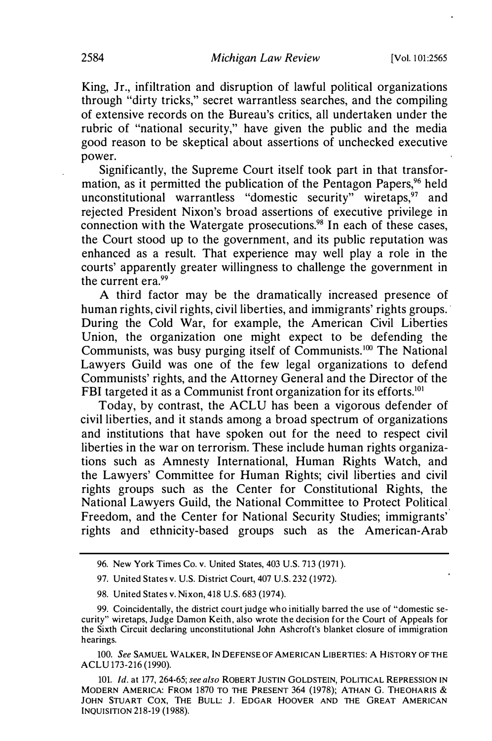King, Jr., infiltration and disruption of lawful political organizations through "dirty tricks," secret warrantless searches, and the compiling of extensive records on the Bureau's critics, all undertaken under the rubric of "national security," have given the public and the media good reason to be skeptical about assertions of unchecked executive power.

Significantly, the Supreme Court itself took part in that transformation, as it permitted the publication of the Pentagon Papers,[96] held unconstitutional warrantless "domestic security" wiretaps,[97] and rejected President Nixon's broad assertions of executive privilege in connection with the Watergate prosecutions.[98] In each of these cases, the Court stood up to the government, and its public reputation was enhanced as a result. That experience may well play a role in the courts' apparently greater willingness to challenge the government in the current era.[99]

A third factor may be the dramatically increased presence of human rights, civil rights, civil liberties, and immigrants' rights groups. During the Cold War, for example, the American Civil Liberties Union, the organization one might expect to be defending the Communists, was busy purging itself of Communists.[100] The National Lawyers Guild was one of the few legal organizations to defend Communists' rights, and the Attorney General and the Director of the FBI targeted it as a Communist front organization for its efforts.[101]

Today, by contrast, the ACLU has been a vigorous defender of civil liberties, and it stands among a broad spectrum of organizations and institutions that have spoken out for the need to respect civil liberties in the war on terrorism. These include human rights organizations such as Amnesty International, Human Rights Watch, and the Lawyers' Committee for Human Rights; civil liberties and civil rights groups such as the Center for Constitutional Rights, the National Lawyers Guild, the National Committee to Protect Political Freedom, and the Center for National Security Studies; immigrants' rights and ethnicity-based groups such as the American-Arab

---

96. New York Times Co. v. United States, 403 U.S. 713 (1971).

97. United States v. U.S. District Court, 407 U.S. 232 (1972).

98. United States v. Nixon, 418 U.S. 683 (1974).

99. Coincidentally, the district court judge who initially barred the use of "domestic security" wiretaps, Judge Damon Keith, also wrote the decision for the Court of Appeals for the Sixth Circuit declaring unconstitutional John Ashcroft's blanket closure of immigration hearings.

100. *See* SAMUEL WALKER, IN DEFENSE OF AMERICAN LIBERTIES: A HISTORY OF THE ACLU 173-216 (1990).

101. *Id.* at 177, 264-65; *see also* ROBERT JUSTIN GOLDSTEIN, POLITICAL REPRESSION IN MODERN AMERICA: FROM 1870 TO THE PRESENT 364 (1978); ATHAN G. THEOHARIS & JOHN STUART COX, THE BULL: J. EDGAR HOOVER AND THE GREAT AMERICAN INQUISITION 218-19 (1988).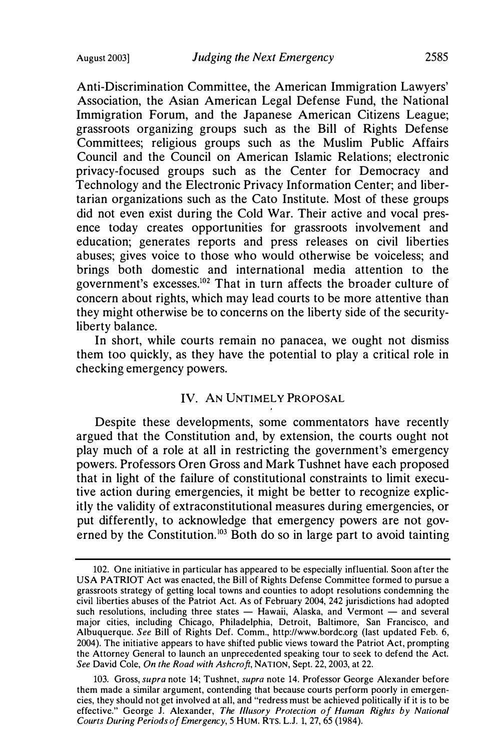Anti-Discrimination Committee, the American Immigration Lawyers' Association, the Asian American Legal Defense Fund, the National Immigration Forum, and the Japanese American Citizens League; grassroots organizing groups such as the Bill of Rights Defense Committees; religious groups such as the Muslim Public Affairs Council and the Council on American Islamic Relations; electronic privacy-focused groups such as the Center for Democracy and Technology and the Electronic Privacy Information Center; and libertarian organizations such as the Cato Institute. Most of these groups did not even exist during the Cold War. Their active and vocal presence today creates opportunities for grassroots involvement and education; generates reports and press releases on civil liberties abuses; gives voice to those who would otherwise be voiceless; and brings both domestic and international media attention to the government's excesses.[102] That in turn affects the broader culture of concern about rights, which may lead courts to be more attentive than they might otherwise be to concerns on the liberty side of the security-liberty balance.

In short, while courts remain no panacea, we ought not dismiss them too quickly, as they have the potential to play a critical role in checking emergency powers.

## IV. An Untimely Proposal

Despite these developments, some commentators have recently argued that the Constitution and, by extension, the courts ought not play much of a role at all in restricting the government's emergency powers. Professors Oren Gross and Mark Tushnet have each proposed that in light of the failure of constitutional constraints to limit executive action during emergencies, it might be better to recognize explicitly the validity of extraconstitutional measures during emergencies, or put differently, to acknowledge that emergency powers are not governed by the Constitution.[103] Both do so in large part to avoid tainting

---

102. One initiative in particular has appeared to be especially influential. Soon after the USA PATRIOT Act was enacted, the Bill of Rights Defense Committee formed to pursue a grassroots strategy of getting local towns and counties to adopt resolutions condemning the civil liberties abuses of the Patriot Act. As of February 2004, 242 jurisdictions had adopted such resolutions, including three states — Hawaii, Alaska, and Vermont — and several major cities, including Chicago, Philadelphia, Detroit, Baltimore, San Francisco, and Albuquerque. *See* Bill of Rights Def. Comm., http://www.bordc.org (last updated Feb. 6, 2004). The initiative appears to have shifted public views toward the Patriot Act, prompting the Attorney General to launch an unprecedented speaking tour to seek to defend the Act. *See* David Cole, *On the Road with Ashcroft*, NATION, Sept. 22, 2003, at 22.

103. Gross, *supra* note 14; Tushnet, *supra* note 14. Professor George Alexander before them made a similar argument, contending that because courts perform poorly in emergencies, they should not get involved at all, and "redress must be achieved politically if it is to be effective." George J. Alexander, *The Illusory Protection of Human Rights by National Courts During Periods of Emergency*, 5 HUM. RTS. L.J. 1, 27, 65 (1984).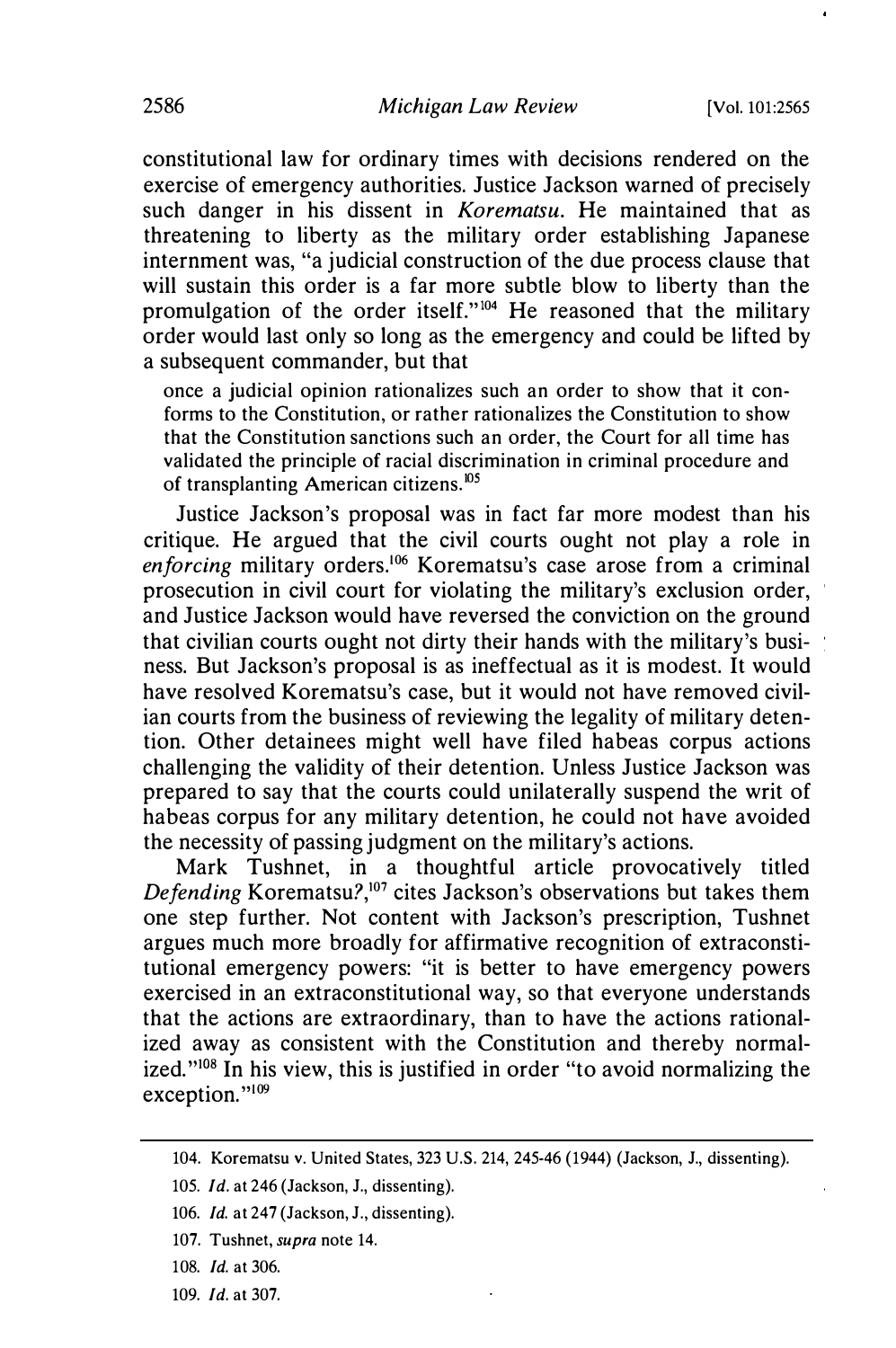constitutional law for ordinary times with decisions rendered on the exercise of emergency authorities. Justice Jackson warned of precisely such danger in his dissent in *Korematsu*. He maintained that as threatening to liberty as the military order establishing Japanese internment was, "a judicial construction of the due process clause that will sustain this order is a far more subtle blow to liberty than the promulgation of the order itself."[104] He reasoned that the military order would last only so long as the emergency and could be lifted by a subsequent commander, but that

> once a judicial opinion rationalizes such an order to show that it conforms to the Constitution, or rather rationalizes the Constitution to show that the Constitution sanctions such an order, the Court for all time has validated the principle of racial discrimination in criminal procedure and of transplanting American citizens.[105]

Justice Jackson's proposal was in fact far more modest than his critique. He argued that the civil courts ought not play a role in *enforcing* military orders.[106] Korematsu's case arose from a criminal prosecution in civil court for violating the military's exclusion order, and Justice Jackson would have reversed the conviction on the ground that civilian courts ought not dirty their hands with the military's business. But Jackson's proposal is as ineffectual as it is modest. It would have resolved Korematsu's case, but it would not have removed civilian courts from the business of reviewing the legality of military detention. Other detainees might well have filed habeas corpus actions challenging the validity of their detention. Unless Justice Jackson was prepared to say that the courts could unilaterally suspend the writ of habeas corpus for any military detention, he could not have avoided the necessity of passing judgment on the military's actions.

Mark Tushnet, in a thoughtful article provocatively titled *Defending* Korematsu?,[107] cites Jackson's observations but takes them one step further. Not content with Jackson's prescription, Tushnet argues much more broadly for affirmative recognition of extraconstitutional emergency powers: "it is better to have emergency powers exercised in an extraconstitutional way, so that everyone understands that the actions are extraordinary, than to have the actions rationalized away as consistent with the Constitution and thereby normalized."[108] In his view, this is justified in order "to avoid normalizing the exception."[109]

---

104. Korematsu v. United States, 323 U.S. 214, 245-46 (1944) (Jackson, J., dissenting).

105. *Id.* at 246 (Jackson, J., dissenting).

106. *Id.* at 247 (Jackson, J., dissenting).

107. Tushnet, *supra* note 14.

108. *Id.* at 306.

109. *Id.* at 307.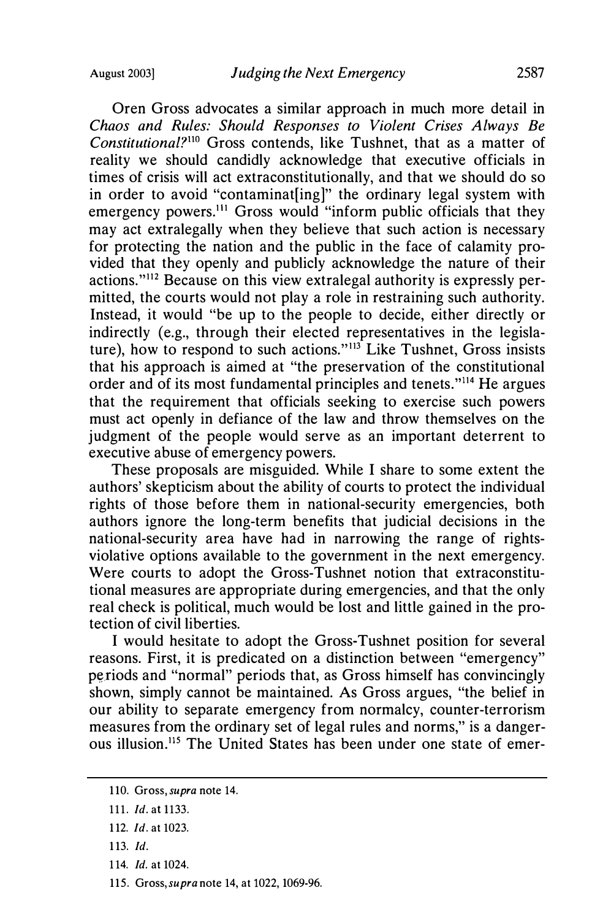Oren Gross advocates a similar approach in much more detail in *Chaos and Rules: Should Responses to Violent Crises Always Be Constitutional?*[110] Gross contends, like Tushnet, that as a matter of reality we should candidly acknowledge that executive officials in times of crisis will act extraconstitutionally, and that we should do so in order to avoid "contaminat[ing]" the ordinary legal system with emergency powers.[111] Gross would "inform public officials that they may act extralegally when they believe that such action is necessary for protecting the nation and the public in the face of calamity provided that they openly and publicly acknowledge the nature of their actions."[112] Because on this view extralegal authority is expressly permitted, the courts would not play a role in restraining such authority. Instead, it would "be up to the people to decide, either directly or indirectly (e.g., through their elected representatives in the legislature), how to respond to such actions."[113] Like Tushnet, Gross insists that his approach is aimed at "the preservation of the constitutional order and of its most fundamental principles and tenets."[114] He argues that the requirement that officials seeking to exercise such powers must act openly in defiance of the law and throw themselves on the judgment of the people would serve as an important deterrent to executive abuse of emergency powers.

These proposals are misguided. While I share to some extent the authors' skepticism about the ability of courts to protect the individual rights of those before them in national-security emergencies, both authors ignore the long-term benefits that judicial decisions in the national-security area have had in narrowing the range of rights-violative options available to the government in the next emergency. Were courts to adopt the Gross-Tushnet notion that extraconstitutional measures are appropriate during emergencies, and that the only real check is political, much would be lost and little gained in the protection of civil liberties.

I would hesitate to adopt the Gross-Tushnet position for several reasons. First, it is predicated on a distinction between "emergency" periods and "normal" periods that, as Gross himself has convincingly shown, simply cannot be maintained. As Gross argues, "the belief in our ability to separate emergency from normalcy, counter-terrorism measures from the ordinary set of legal rules and norms," is a dangerous illusion.[115] The United States has been under one state of emer-

110. Gross, *supra* note 14.

111. *Id.* at 1133.

112. *Id.* at 1023.

113. *Id.*

114. *Id.* at 1024.

115. Gross, *supra* note 14, at 1022, 1069-96.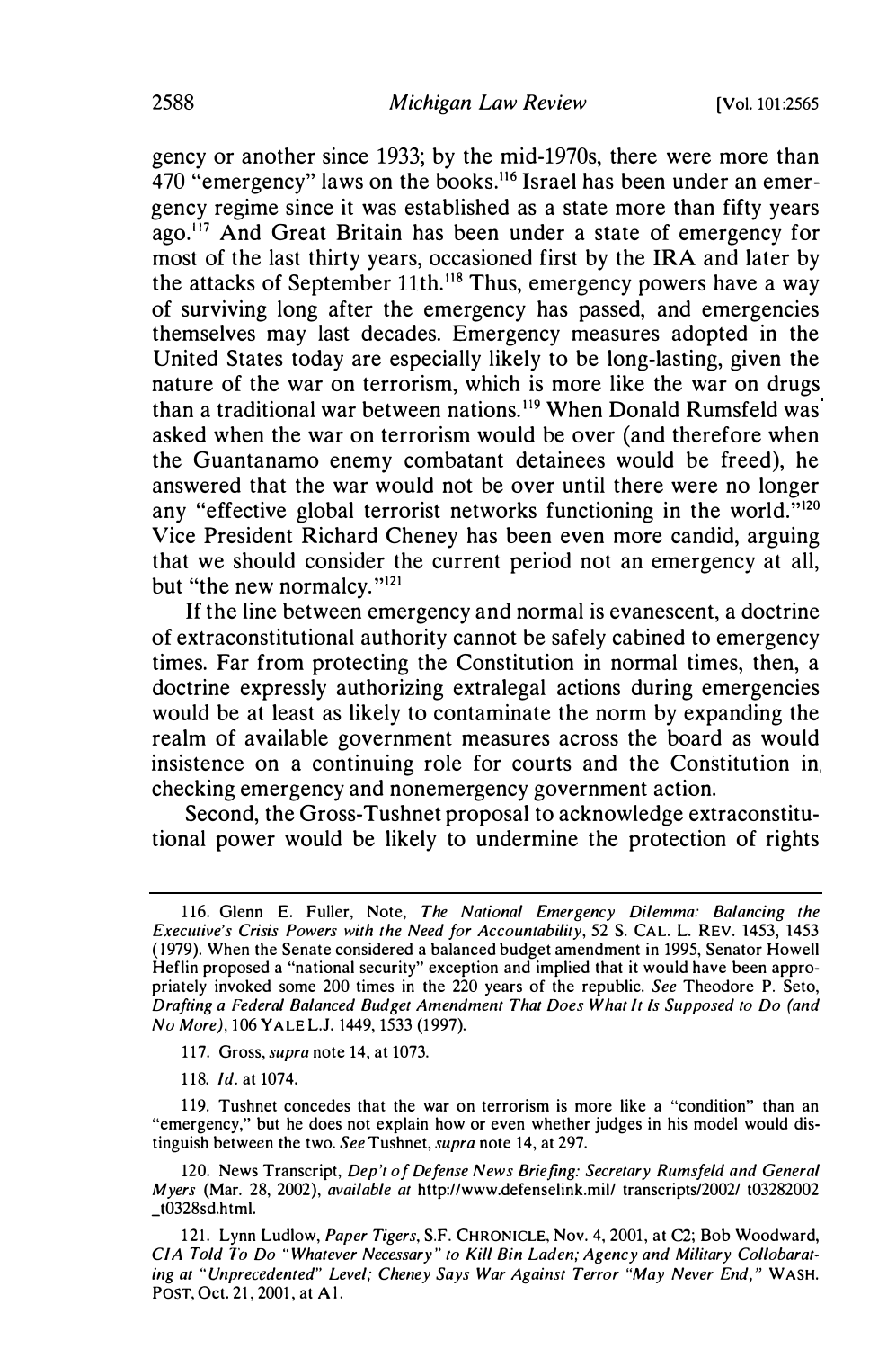gency or another since 1933; by the mid-1970s, there were more than 470 "emergency" laws on the books.[116] Israel has been under an emergency regime since it was established as a state more than fifty years ago.[117] And Great Britain has been under a state of emergency for most of the last thirty years, occasioned first by the IRA and later by the attacks of September 11th.[118] Thus, emergency powers have a way of surviving long after the emergency has passed, and emergencies themselves may last decades. Emergency measures adopted in the United States today are especially likely to be long-lasting, given the nature of the war on terrorism, which is more like the war on drugs than a traditional war between nations.[119] When Donald Rumsfeld was asked when the war on terrorism would be over (and therefore when the Guantanamo enemy combatant detainees would be freed), he answered that the war would not be over until there were no longer any "effective global terrorist networks functioning in the world."[120] Vice President Richard Cheney has been even more candid, arguing that we should consider the current period not an emergency at all, but "the new normalcy."[121]

If the line between emergency and normal is evanescent, a doctrine of extraconstitutional authority cannot be safely cabined to emergency times. Far from protecting the Constitution in normal times, then, a doctrine expressly authorizing extralegal actions during emergencies would be at least as likely to contaminate the norm by expanding the realm of available government measures across the board as would insistence on a continuing role for courts and the Constitution in checking emergency and nonemergency government action.

Second, the Gross-Tushnet proposal to acknowledge extraconstitutional power would be likely to undermine the protection of rights

---

116. Glenn E. Fuller, Note, *The National Emergency Dilemma: Balancing the Executive's Crisis Powers with the Need for Accountability*, 52 S. CAL. L. REV. 1453, 1453 (1979). When the Senate considered a balanced budget amendment in 1995, Senator Howell Heflin proposed a "national security" exception and implied that it would have been appropriately invoked some 200 times in the 220 years of the republic. *See* Theodore P. Seto, *Drafting a Federal Balanced Budget Amendment That Does What It Is Supposed to Do (and No More)*, 106 YALE L.J. 1449, 1533 (1997).

117. Gross, *supra* note 14, at 1073.

118. *Id.* at 1074.

119. Tushnet concedes that the war on terrorism is more like a "condition" than an "emergency," but he does not explain how or even whether judges in his model would distinguish between the two. *See* Tushnet, *supra* note 14, at 297.

120. News Transcript, *Dep't of Defense News Briefing: Secretary Rumsfeld and General Myers* (Mar. 28, 2002), *available at* http://www.defenselink.mil/ transcripts/2002/ t03282002 _t0328sd.html.

121. Lynn Ludlow, *Paper Tigers*, S.F. CHRONICLE, Nov. 4, 2001, at C2; Bob Woodward, *CIA Told To Do "Whatever Necessary" to Kill Bin Laden; Agency and Military Collobarating at "Unprecedented" Level; Cheney Says War Against Terror "May Never End,"* WASH. POST, Oct. 21, 2001, at A1.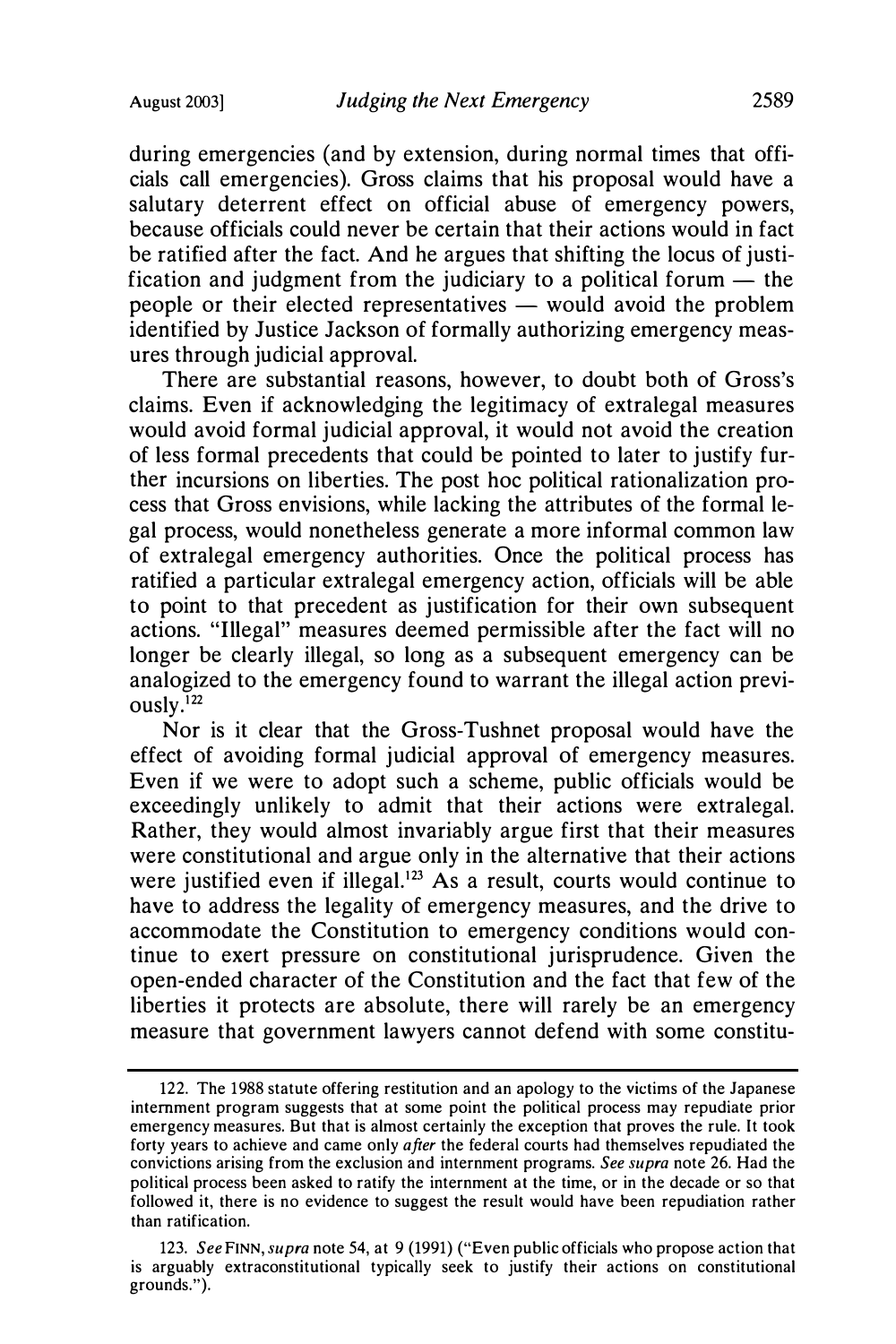during emergencies (and by extension, during normal times that officials call emergencies). Gross claims that his proposal would have a salutary deterrent effect on official abuse of emergency powers, because officials could never be certain that their actions would in fact be ratified after the fact. And he argues that shifting the locus of justification and judgment from the judiciary to a political forum — the people or their elected representatives — would avoid the problem identified by Justice Jackson of formally authorizing emergency measures through judicial approval.

There are substantial reasons, however, to doubt both of Gross's claims. Even if acknowledging the legitimacy of extralegal measures would avoid formal judicial approval, it would not avoid the creation of less formal precedents that could be pointed to later to justify further incursions on liberties. The post hoc political rationalization process that Gross envisions, while lacking the attributes of the formal legal process, would nonetheless generate a more informal common law of extralegal emergency authorities. Once the political process has ratified a particular extralegal emergency action, officials will be able to point to that precedent as justification for their own subsequent actions. "Illegal" measures deemed permissible after the fact will no longer be clearly illegal, so long as a subsequent emergency can be analogized to the emergency found to warrant the illegal action previously.[122]

Nor is it clear that the Gross-Tushnet proposal would have the effect of avoiding formal judicial approval of emergency measures. Even if we were to adopt such a scheme, public officials would be exceedingly unlikely to admit that their actions were extralegal. Rather, they would almost invariably argue first that their measures were constitutional and argue only in the alternative that their actions were justified even if illegal.[123] As a result, courts would continue to have to address the legality of emergency measures, and the drive to accommodate the Constitution to emergency conditions would continue to exert pressure on constitutional jurisprudence. Given the open-ended character of the Constitution and the fact that few of the liberties it protects are absolute, there will rarely be an emergency measure that government lawyers cannot defend with some constitu-

---

122. The 1988 statute offering restitution and an apology to the victims of the Japanese internment program suggests that at some point the political process may repudiate prior emergency measures. But that is almost certainly the exception that proves the rule. It took forty years to achieve and came only *after* the federal courts had themselves repudiated the convictions arising from the exclusion and internment programs. *See supra* note 26. Had the political process been asked to ratify the internment at the time, or in the decade or so that followed it, there is no evidence to suggest the result would have been repudiation rather than ratification.

123. *See* FINN, *supra* note 54, at 9 (1991) ("Even public officials who propose action that is arguably extraconstitutional typically seek to justify their actions on constitutional grounds.").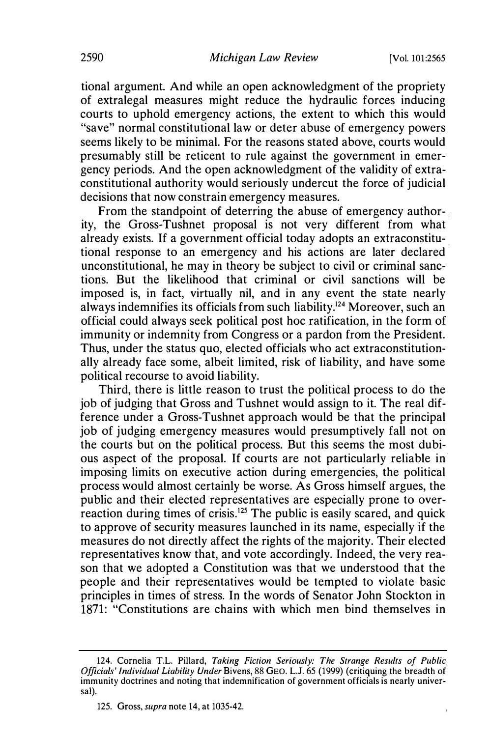tional argument. And while an open acknowledgment of the propriety of extralegal measures might reduce the hydraulic forces inducing courts to uphold emergency actions, the extent to which this would "save" normal constitutional law or deter abuse of emergency powers seems likely to be minimal. For the reasons stated above, courts would presumably still be reticent to rule against the government in emergency periods. And the open acknowledgment of the validity of extraconstitutional authority would seriously undercut the force of judicial decisions that now constrain emergency measures.

From the standpoint of deterring the abuse of emergency authority, the Gross-Tushnet proposal is not very different from what already exists. If a government official today adopts an extraconstitutional response to an emergency and his actions are later declared unconstitutional, he may in theory be subject to civil or criminal sanctions. But the likelihood that criminal or civil sanctions will be imposed is, in fact, virtually nil, and in any event the state nearly always indemnifies its officials from such liability.[124] Moreover, such an official could always seek political post hoc ratification, in the form of immunity or indemnity from Congress or a pardon from the President. Thus, under the status quo, elected officials who act extraconstitutionally already face some, albeit limited, risk of liability, and have some political recourse to avoid liability.

Third, there is little reason to trust the political process to do the job of judging that Gross and Tushnet would assign to it. The real difference under a Gross-Tushnet approach would be that the principal job of judging emergency measures would presumptively fall not on the courts but on the political process. But this seems the most dubious aspect of the proposal. If courts are not particularly reliable in imposing limits on executive action during emergencies, the political process would almost certainly be worse. As Gross himself argues, the public and their elected representatives are especially prone to overreaction during times of crisis.[125] The public is easily scared, and quick to approve of security measures launched in its name, especially if the measures do not directly affect the rights of the majority. Their elected representatives know that, and vote accordingly. Indeed, the very reason that we adopted a Constitution was that we understood that the people and their representatives would be tempted to violate basic principles in times of stress. In the words of Senator John Stockton in 1871: "Constitutions are chains with which men bind themselves in

124. Cornelia T.L. Pillard, *Taking Fiction Seriously: The Strange Results of Public Officials' Individual Liability Under* Bivens, 88 GEO. L.J. 65 (1999) (critiquing the breadth of immunity doctrines and noting that indemnification of government officials is nearly universal).

125. Gross, *supra* note 14, at 1035-42.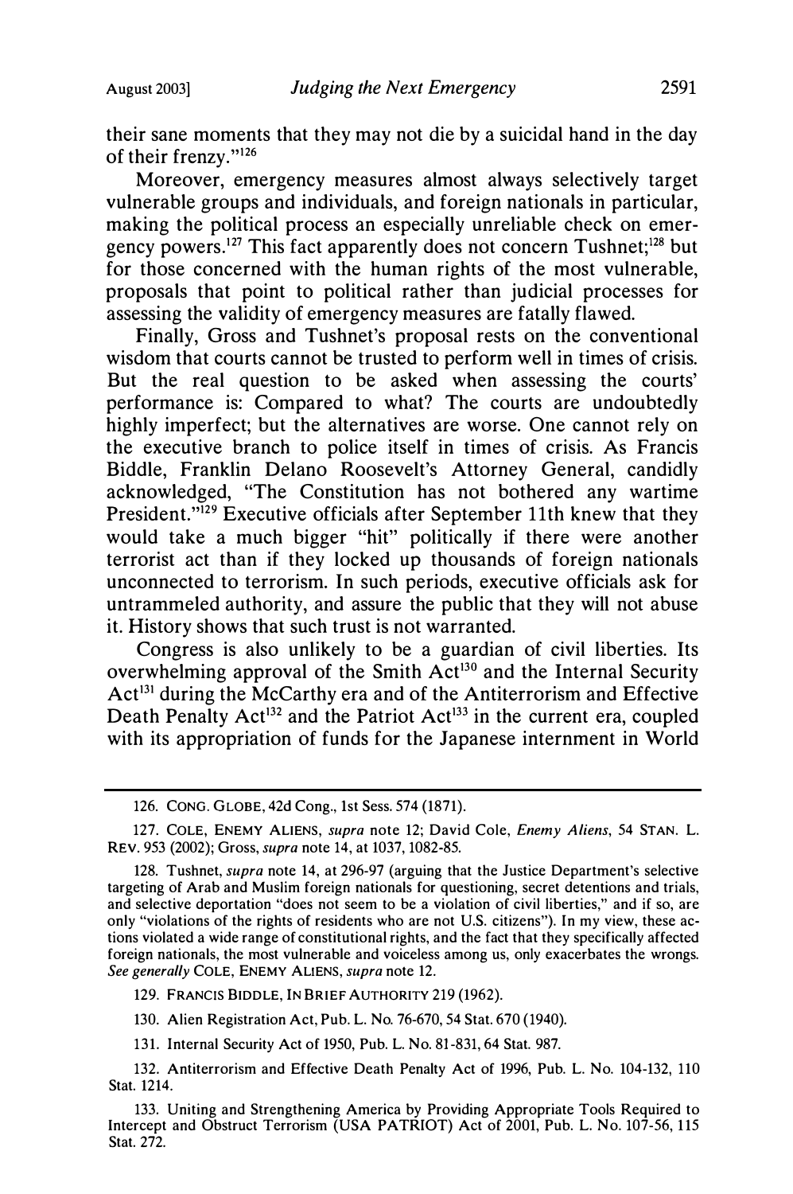their sane moments that they may not die by a suicidal hand in the day of their frenzy."[126]

Moreover, emergency measures almost always selectively target vulnerable groups and individuals, and foreign nationals in particular, making the political process an especially unreliable check on emergency powers.[127] This fact apparently does not concern Tushnet;[128] but for those concerned with the human rights of the most vulnerable, proposals that point to political rather than judicial processes for assessing the validity of emergency measures are fatally flawed.

Finally, Gross and Tushnet's proposal rests on the conventional wisdom that courts cannot be trusted to perform well in times of crisis. But the real question to be asked when assessing the courts' performance is: Compared to what? The courts are undoubtedly highly imperfect; but the alternatives are worse. One cannot rely on the executive branch to police itself in times of crisis. As Francis Biddle, Franklin Delano Roosevelt's Attorney General, candidly acknowledged, "The Constitution has not bothered any wartime President."[129] Executive officials after September 11th knew that they would take a much bigger "hit" politically if there were another terrorist act than if they locked up thousands of foreign nationals unconnected to terrorism. In such periods, executive officials ask for untrammeled authority, and assure the public that they will not abuse it. History shows that such trust is not warranted.

Congress is also unlikely to be a guardian of civil liberties. Its overwhelming approval of the Smith Act[130] and the Internal Security Act[131] during the McCarthy era and of the Antiterrorism and Effective Death Penalty Act[132] and the Patriot Act[133] in the current era, coupled with its appropriation of funds for the Japanese internment in World

---

126. CONG. GLOBE, 42d Cong., 1st Sess. 574 (1871).

127. COLE, ENEMY ALIENS, *supra* note 12; David Cole, *Enemy Aliens*, 54 STAN. L. REV. 953 (2002); Gross, *supra* note 14, at 1037, 1082-85.

128. Tushnet, *supra* note 14, at 296-97 (arguing that the Justice Department's selective targeting of Arab and Muslim foreign nationals for questioning, secret detentions and trials, and selective deportation "does not seem to be a violation of civil liberties," and if so, are only "violations of the rights of residents who are not U.S. citizens"). In my view, these actions violated a wide range of constitutional rights, and the fact that they specifically affected foreign nationals, the most vulnerable and voiceless among us, only exacerbates the wrongs. *See generally* COLE, ENEMY ALIENS, *supra* note 12.

129. FRANCIS BIDDLE, IN BRIEF AUTHORITY 219 (1962).

130. Alien Registration Act, Pub. L. No. 76-670, 54 Stat. 670 (1940).

131. Internal Security Act of 1950, Pub. L. No. 81-831, 64 Stat. 987.

132. Antiterrorism and Effective Death Penalty Act of 1996, Pub. L. No. 104-132, 110 Stat. 1214.

133. Uniting and Strengthening America by Providing Appropriate Tools Required to Intercept and Obstruct Terrorism (USA PATRIOT) Act of 2001, Pub. L. No. 107-56, 115 Stat. 272.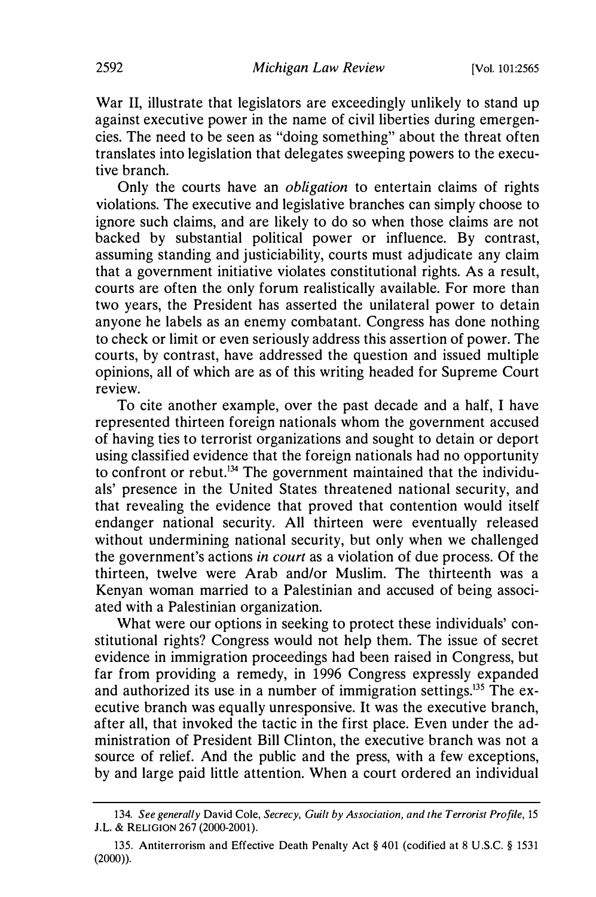War II, illustrate that legislators are exceedingly unlikely to stand up against executive power in the name of civil liberties during emergencies. The need to be seen as "doing something" about the threat often translates into legislation that delegates sweeping powers to the executive branch.

Only the courts have an *obligation* to entertain claims of rights violations. The executive and legislative branches can simply choose to ignore such claims, and are likely to do so when those claims are not backed by substantial political power or influence. By contrast, assuming standing and justiciability, courts must adjudicate any claim that a government initiative violates constitutional rights. As a result, courts are often the only forum realistically available. For more than two years, the President has asserted the unilateral power to detain anyone he labels as an enemy combatant. Congress has done nothing to check or limit or even seriously address this assertion of power. The courts, by contrast, have addressed the question and issued multiple opinions, all of which are as of this writing headed for Supreme Court review.

To cite another example, over the past decade and a half, I have represented thirteen foreign nationals whom the government accused of having ties to terrorist organizations and sought to detain or deport using classified evidence that the foreign nationals had no opportunity to confront or rebut.[134] The government maintained that the individuals' presence in the United States threatened national security, and that revealing the evidence that proved that contention would itself endanger national security. All thirteen were eventually released without undermining national security, but only when we challenged the government's actions *in court* as a violation of due process. Of the thirteen, twelve were Arab and/or Muslim. The thirteenth was a Kenyan woman married to a Palestinian and accused of being associated with a Palestinian organization.

What were our options in seeking to protect these individuals' constitutional rights? Congress would not help them. The issue of secret evidence in immigration proceedings had been raised in Congress, but far from providing a remedy, in 1996 Congress expressly expanded and authorized its use in a number of immigration settings.[135] The executive branch was equally unresponsive. It was the executive branch, after all, that invoked the tactic in the first place. Even under the administration of President Bill Clinton, the executive branch was not a source of relief. And the public and the press, with a few exceptions, by and large paid little attention. When a court ordered an individual

---

134. *See generally* David Cole, *Secrecy, Guilt by Association, and the Terrorist Profile*, 15 J.L. & RELIGION 267 (2000-2001).

135. Antiterrorism and Effective Death Penalty Act § 401 (codified at 8 U.S.C. § 1531 (2000)).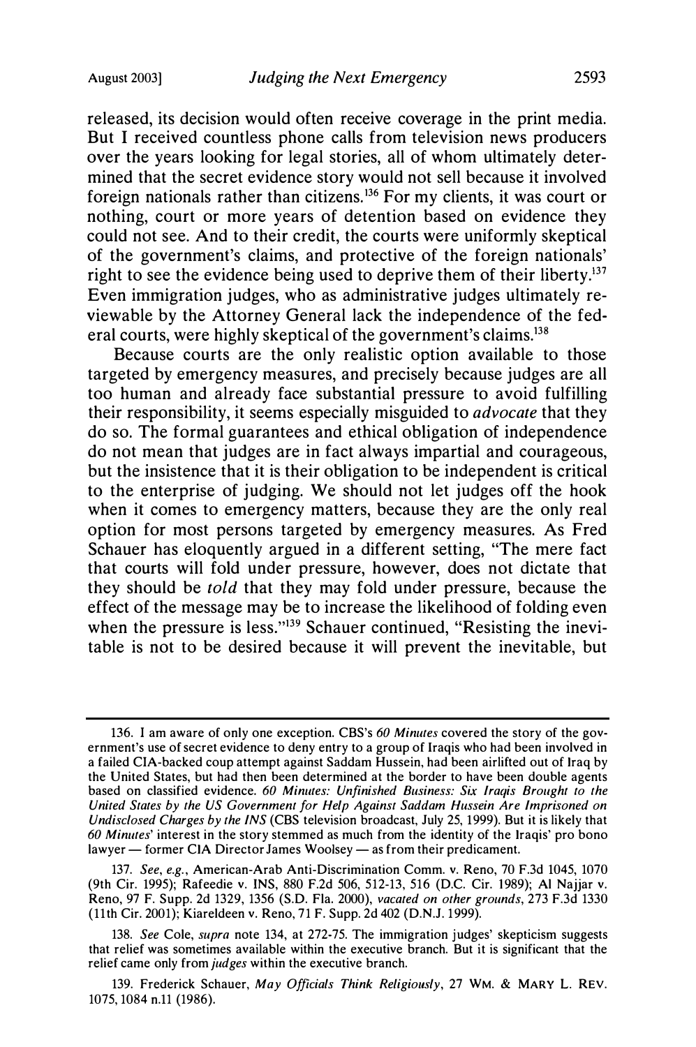released, its decision would often receive coverage in the print media. But I received countless phone calls from television news producers over the years looking for legal stories, all of whom ultimately determined that the secret evidence story would not sell because it involved foreign nationals rather than citizens.[136] For my clients, it was court or nothing, court or more years of detention based on evidence they could not see. And to their credit, the courts were uniformly skeptical of the government's claims, and protective of the foreign nationals' right to see the evidence being used to deprive them of their liberty.[137] Even immigration judges, who as administrative judges ultimately reviewable by the Attorney General lack the independence of the federal courts, were highly skeptical of the government's claims.[138]

Because courts are the only realistic option available to those targeted by emergency measures, and precisely because judges are all too human and already face substantial pressure to avoid fulfilling their responsibility, it seems especially misguided to *advocate* that they do so. The formal guarantees and ethical obligation of independence do not mean that judges are in fact always impartial and courageous, but the insistence that it is their obligation to be independent is critical to the enterprise of judging. We should not let judges off the hook when it comes to emergency matters, because they are the only real option for most persons targeted by emergency measures. As Fred Schauer has eloquently argued in a different setting, "The mere fact that courts will fold under pressure, however, does not dictate that they should be *told* that they may fold under pressure, because the effect of the message may be to increase the likelihood of folding even when the pressure is less."[139] Schauer continued, "Resisting the inevitable is not to be desired because it will prevent the inevitable, but

---

136. I am aware of only one exception. CBS's *60 Minutes* covered the story of the government's use of secret evidence to deny entry to a group of Iraqis who had been involved in a failed CIA-backed coup attempt against Saddam Hussein, had been airlifted out of Iraq by the United States, but had then been determined at the border to have been double agents based on classified evidence. *60 Minutes: Unfinished Business: Six Iraqis Brought to the United States by the US Government for Help Against Saddam Hussein Are Imprisoned on Undisclosed Charges by the INS* (CBS television broadcast, July 25, 1999). But it is likely that *60 Minutes*' interest in the story stemmed as much from the identity of the Iraqis' pro bono lawyer — former CIA Director James Woolsey — as from their predicament.

137. *See, e.g.*, American-Arab Anti-Discrimination Comm. v. Reno, 70 F.3d 1045, 1070 (9th Cir. 1995); Rafeedie v. INS, 880 F.2d 506, 512-13, 516 (D.C. Cir. 1989); Al Najjar v. Reno, 97 F. Supp. 2d 1329, 1356 (S.D. Fla. 2000), *vacated on other grounds*, 273 F.3d 1330 (11th Cir. 2001); Kiareldeen v. Reno, 71 F. Supp. 2d 402 (D.N.J. 1999).

138. *See* Cole, *supra* note 134, at 272-75. The immigration judges' skepticism suggests that relief was sometimes available within the executive branch. But it is significant that the relief came only from *judges* within the executive branch.

139. Frederick Schauer, *May Officials Think Religiously*, 27 WM. & MARY L. REV. 1075, 1084 n.11 (1986).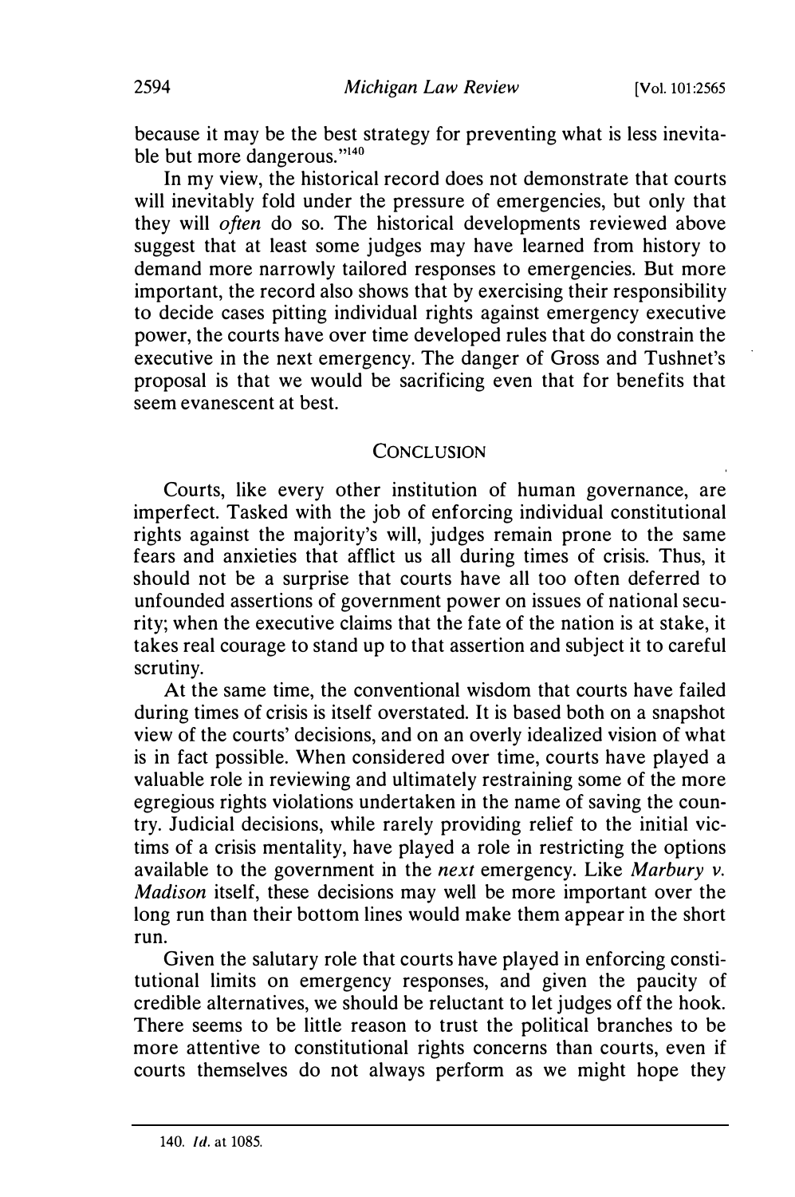because it may be the best strategy for preventing what is less inevitable but more dangerous."[140]

In my view, the historical record does not demonstrate that courts will inevitably fold under the pressure of emergencies, but only that they will *often* do so. The historical developments reviewed above suggest that at least some judges may have learned from history to demand more narrowly tailored responses to emergencies. But more important, the record also shows that by exercising their responsibility to decide cases pitting individual rights against emergency executive power, the courts have over time developed rules that do constrain the executive in the next emergency. The danger of Gross and Tushnet's proposal is that we would be sacrificing even that for benefits that seem evanescent at best.

## CONCLUSION

Courts, like every other institution of human governance, are imperfect. Tasked with the job of enforcing individual constitutional rights against the majority's will, judges remain prone to the same fears and anxieties that afflict us all during times of crisis. Thus, it should not be a surprise that courts have all too often deferred to unfounded assertions of government power on issues of national security; when the executive claims that the fate of the nation is at stake, it takes real courage to stand up to that assertion and subject it to careful scrutiny.

At the same time, the conventional wisdom that courts have failed during times of crisis is itself overstated. It is based both on a snapshot view of the courts' decisions, and on an overly idealized vision of what is in fact possible. When considered over time, courts have played a valuable role in reviewing and ultimately restraining some of the more egregious rights violations undertaken in the name of saving the country. Judicial decisions, while rarely providing relief to the initial victims of a crisis mentality, have played a role in restricting the options available to the government in the *next* emergency. Like *Marbury v. Madison* itself, these decisions may well be more important over the long run than their bottom lines would make them appear in the short run.

Given the salutary role that courts have played in enforcing constitutional limits on emergency responses, and given the paucity of credible alternatives, we should be reluctant to let judges off the hook. There seems to be little reason to trust the political branches to be more attentive to constitutional rights concerns than courts, even if courts themselves do not always perform as we might hope they

---

140. *Id.* at 1085.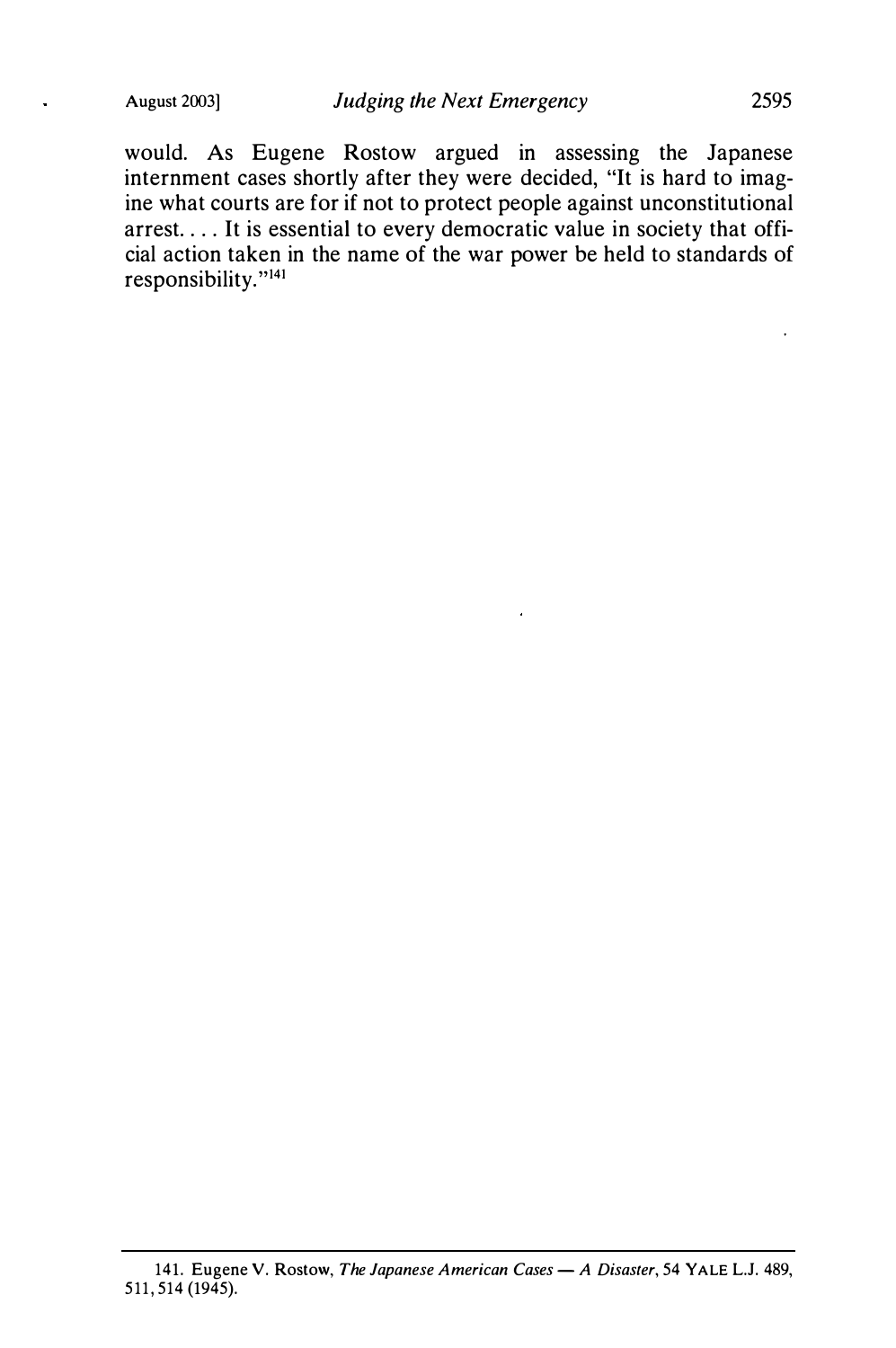would. As Eugene Rostow argued in assessing the Japanese internment cases shortly after they were decided, "It is hard to imagine what courts are for if not to protect people against unconstitutional arrest. . . . It is essential to every democratic value in society that official action taken in the name of the war power be held to standards of responsibility."[141]

---

141. Eugene V. Rostow, *The Japanese American Cases — A Disaster*, 54 YALE L.J. 489, 511, 514 (1945).